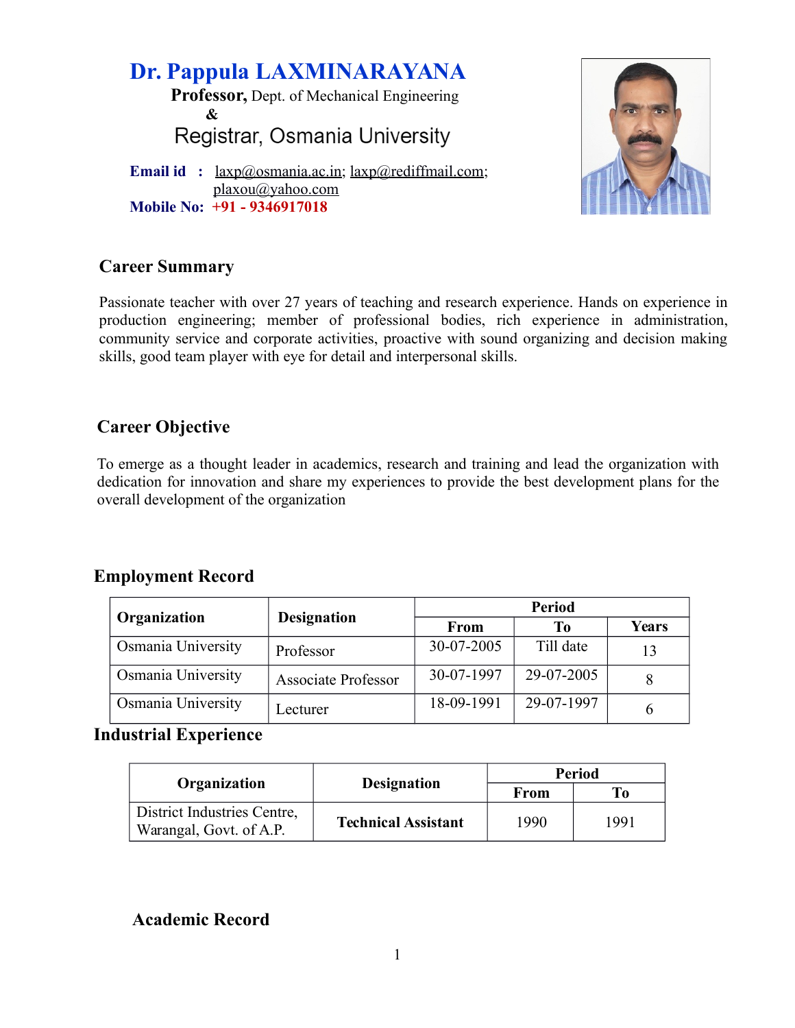# Dr. Pappula LAXMINARAYANA

**Professor,** Dept. of Mechanical Engineering
&
Registrar, Osmania University

**Email id :** laxp@osmania.ac.in; laxp@rediffmail.com; plaxou@yahoo.com
**Mobile No:** +91 - 9346917018

## Career Summary

Passionate teacher with over 27 years of teaching and research experience. Hands on experience in production engineering; member of professional bodies, rich experience in administration, community service and corporate activities, proactive with sound organizing and decision making skills, good team player with eye for detail and interpersonal skills.

## Career Objective

To emerge as a thought leader in academics, research and training and lead the organization with dedication for innovation and share my experiences to provide the best development plans for the overall development of the organization

## Employment Record

| Organization | Designation | Period | | |
|---|---|---|---|---|
| | | From | To | Years |
| Osmania University | Professor | 30-07-2005 | Till date | 13 |
| Osmania University | Associate Professor | 30-07-1997 | 29-07-2005 | 8 |
| Osmania University | Lecturer | 18-09-1991 | 29-07-1997 | 6 |

## Industrial Experience

| Organization | Designation | Period | |
|---|---|---|---|
| | | From | To |
| District Industries Centre, Warangal, Govt. of A.P. | **Technical Assistant** | 1990 | 1991 |

## Academic Record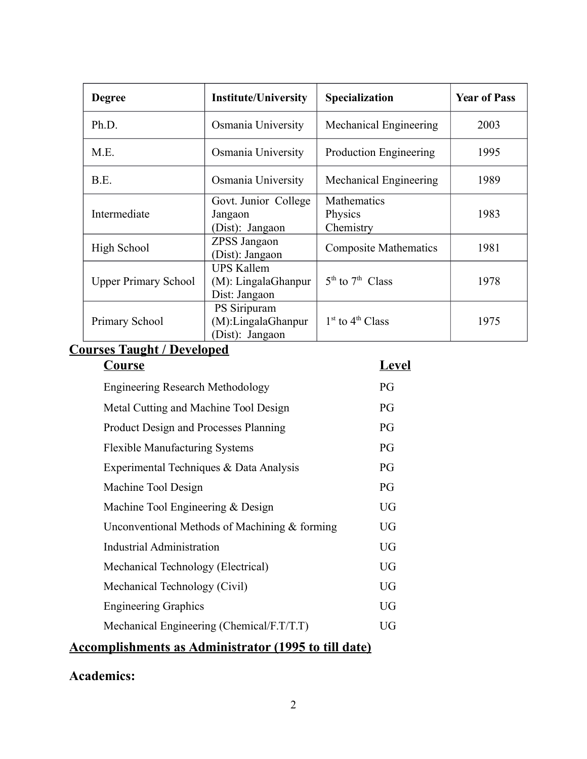| Degree | Institute/University | Specialization | Year of Pass |
|---|---|---|---|
| Ph.D. | Osmania University | Mechanical Engineering | 2003 |
| M.E. | Osmania University | Production Engineering | 1995 |
| B.E. | Osmania University | Mechanical Engineering | 1989 |
| Intermediate | Govt. Junior College Jangaon (Dist): Jangaon | Mathematics Physics Chemistry | 1983 |
| High School | ZPSS Jangaon (Dist): Jangaon | Composite Mathematics | 1981 |
| Upper Primary School | UPS Kallem (M): LingalaGhanpur Dist: Jangaon | 5th to 7th Class | 1978 |
| Primary School | PS Siripuram (M):LingalaGhanpur (Dist): Jangaon | 1st to 4th Class | 1975 |

## Courses Taught / Developed

| Course | Level |
|---|---|
| Engineering Research Methodology | PG |
| Metal Cutting and Machine Tool Design | PG |
| Product Design and Processes Planning | PG |
| Flexible Manufacturing Systems | PG |
| Experimental Techniques & Data Analysis | PG |
| Machine Tool Design | PG |
| Machine Tool Engineering & Design | UG |
| Unconventional Methods of Machining & forming | UG |
| Industrial Administration | UG |
| Mechanical Technology (Electrical) | UG |
| Mechanical Technology (Civil) | UG |
| Engineering Graphics | UG |
| Mechanical Engineering (Chemical/F.T/T.T) | UG |

## Accomplishments as Administrator (1995 to till date)

### Academics: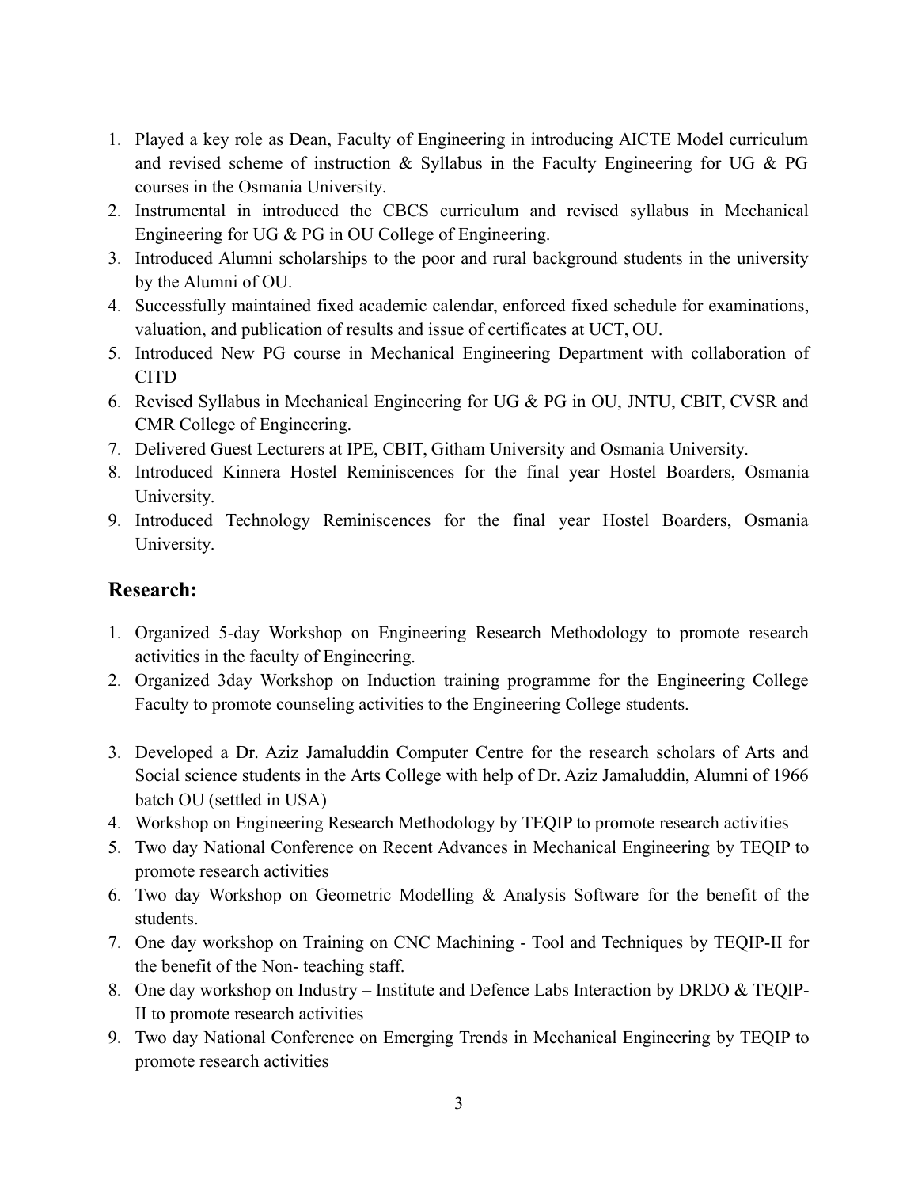1. Played a key role as Dean, Faculty of Engineering in introducing AICTE Model curriculum and revised scheme of instruction & Syllabus in the Faculty Engineering for UG & PG courses in the Osmania University.
2. Instrumental in introduced the CBCS curriculum and revised syllabus in Mechanical Engineering for UG & PG in OU College of Engineering.
3. Introduced Alumni scholarships to the poor and rural background students in the university by the Alumni of OU.
4. Successfully maintained fixed academic calendar, enforced fixed schedule for examinations, valuation, and publication of results and issue of certificates at UCT, OU.
5. Introduced New PG course in Mechanical Engineering Department with collaboration of CITD
6. Revised Syllabus in Mechanical Engineering for UG & PG in OU, JNTU, CBIT, CVSR and CMR College of Engineering.
7. Delivered Guest Lecturers at IPE, CBIT, Githam University and Osmania University.
8. Introduced Kinnera Hostel Reminiscences for the final year Hostel Boarders, Osmania University.
9. Introduced Technology Reminiscences for the final year Hostel Boarders, Osmania University.

## Research:

1. Organized 5-day Workshop on Engineering Research Methodology to promote research activities in the faculty of Engineering.
2. Organized 3day Workshop on Induction training programme for the Engineering College Faculty to promote counseling activities to the Engineering College students.
3. Developed a Dr. Aziz Jamaluddin Computer Centre for the research scholars of Arts and Social science students in the Arts College with help of Dr. Aziz Jamaluddin, Alumni of 1966 batch OU (settled in USA)
4. Workshop on Engineering Research Methodology by TEQIP to promote research activities
5. Two day National Conference on Recent Advances in Mechanical Engineering by TEQIP to promote research activities
6. Two day Workshop on Geometric Modelling & Analysis Software for the benefit of the students.
7. One day workshop on Training on CNC Machining - Tool and Techniques by TEQIP-II for the benefit of the Non- teaching staff.
8. One day workshop on Industry – Institute and Defence Labs Interaction by DRDO & TEQIP-II to promote research activities
9. Two day National Conference on Emerging Trends in Mechanical Engineering by TEQIP to promote research activities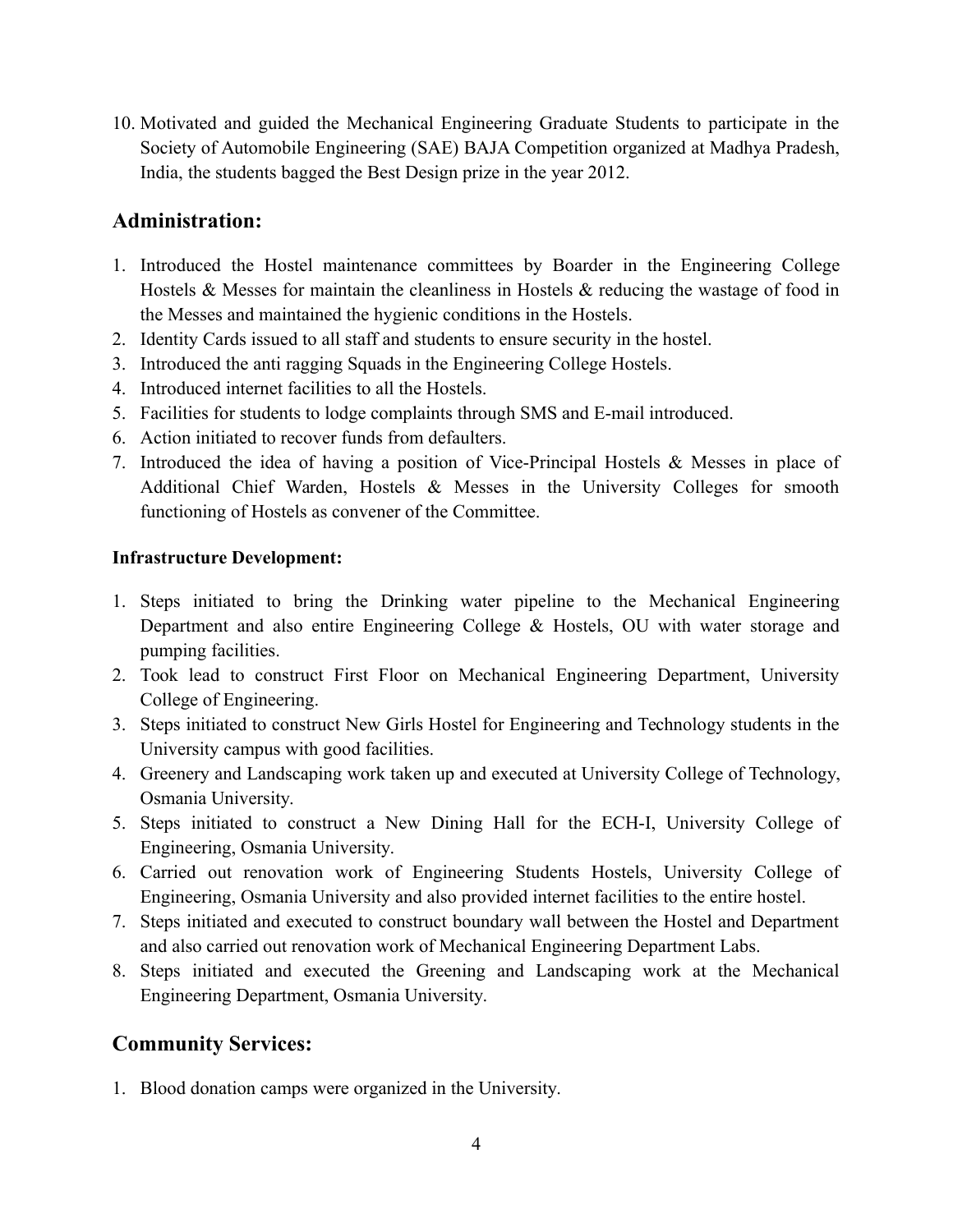10. Motivated and guided the Mechanical Engineering Graduate Students to participate in the Society of Automobile Engineering (SAE) BAJA Competition organized at Madhya Pradesh, India, the students bagged the Best Design prize in the year 2012.

## Administration:

1. Introduced the Hostel maintenance committees by Boarder in the Engineering College Hostels & Messes for maintain the cleanliness in Hostels & reducing the wastage of food in the Messes and maintained the hygienic conditions in the Hostels.
2. Identity Cards issued to all staff and students to ensure security in the hostel.
3. Introduced the anti ragging Squads in the Engineering College Hostels.
4. Introduced internet facilities to all the Hostels.
5. Facilities for students to lodge complaints through SMS and E-mail introduced.
6. Action initiated to recover funds from defaulters.
7. Introduced the idea of having a position of Vice-Principal Hostels & Messes in place of Additional Chief Warden, Hostels & Messes in the University Colleges for smooth functioning of Hostels as convener of the Committee.

### Infrastructure Development:

1. Steps initiated to bring the Drinking water pipeline to the Mechanical Engineering Department and also entire Engineering College & Hostels, OU with water storage and pumping facilities.
2. Took lead to construct First Floor on Mechanical Engineering Department, University College of Engineering.
3. Steps initiated to construct New Girls Hostel for Engineering and Technology students in the University campus with good facilities.
4. Greenery and Landscaping work taken up and executed at University College of Technology, Osmania University.
5. Steps initiated to construct a New Dining Hall for the ECH-I, University College of Engineering, Osmania University.
6. Carried out renovation work of Engineering Students Hostels, University College of Engineering, Osmania University and also provided internet facilities to the entire hostel.
7. Steps initiated and executed to construct boundary wall between the Hostel and Department and also carried out renovation work of Mechanical Engineering Department Labs.
8. Steps initiated and executed the Greening and Landscaping work at the Mechanical Engineering Department, Osmania University.

## Community Services:

1. Blood donation camps were organized in the University.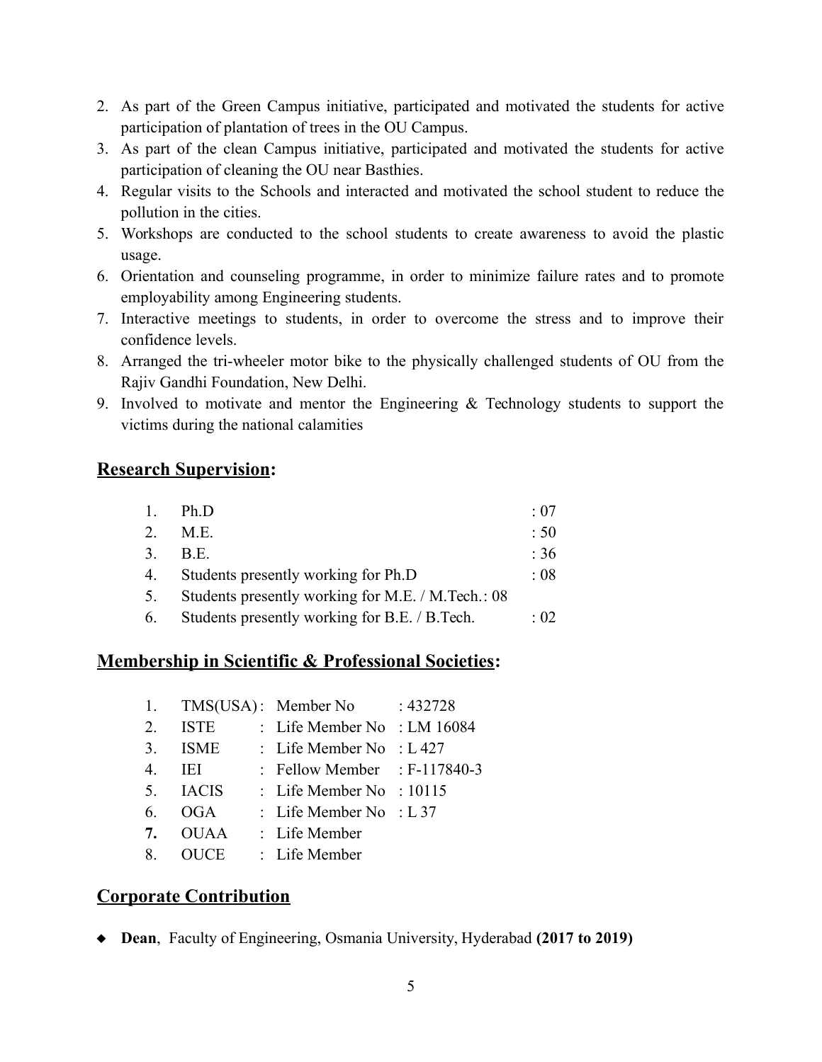2. As part of the Green Campus initiative, participated and motivated the students for active participation of plantation of trees in the OU Campus.
3. As part of the clean Campus initiative, participated and motivated the students for active participation of cleaning the OU near Basthies.
4. Regular visits to the Schools and interacted and motivated the school student to reduce the pollution in the cities.
5. Workshops are conducted to the school students to create awareness to avoid the plastic usage.
6. Orientation and counseling programme, in order to minimize failure rates and to promote employability among Engineering students.
7. Interactive meetings to students, in order to overcome the stress and to improve their confidence levels.
8. Arranged the tri-wheeler motor bike to the physically challenged students of OU from the Rajiv Gandhi Foundation, New Delhi.
9. Involved to motivate and mentor the Engineering & Technology students to support the victims during the national calamities

## Research Supervision:

1. Ph.D : 07
2. M.E. : 50
3. B.E. : 36
4. Students presently working for Ph.D : 08
5. Students presently working for M.E. / M.Tech.: 08
6. Students presently working for B.E. / B.Tech. : 02

## Membership in Scientific & Professional Societies:

1. TMS(USA) : Member No : 432728
2. ISTE : Life Member No : LM 16084
3. ISME : Life Member No : L 427
4. IEI : Fellow Member : F-117840-3
5. IACIS : Life Member No : 10115
6. OGA : Life Member No : L 37
7. OUAA : Life Member
8. OUCE : Life Member

## Corporate Contribution

- **Dean**, Faculty of Engineering, Osmania University, Hyderabad **(2017 to 2019)**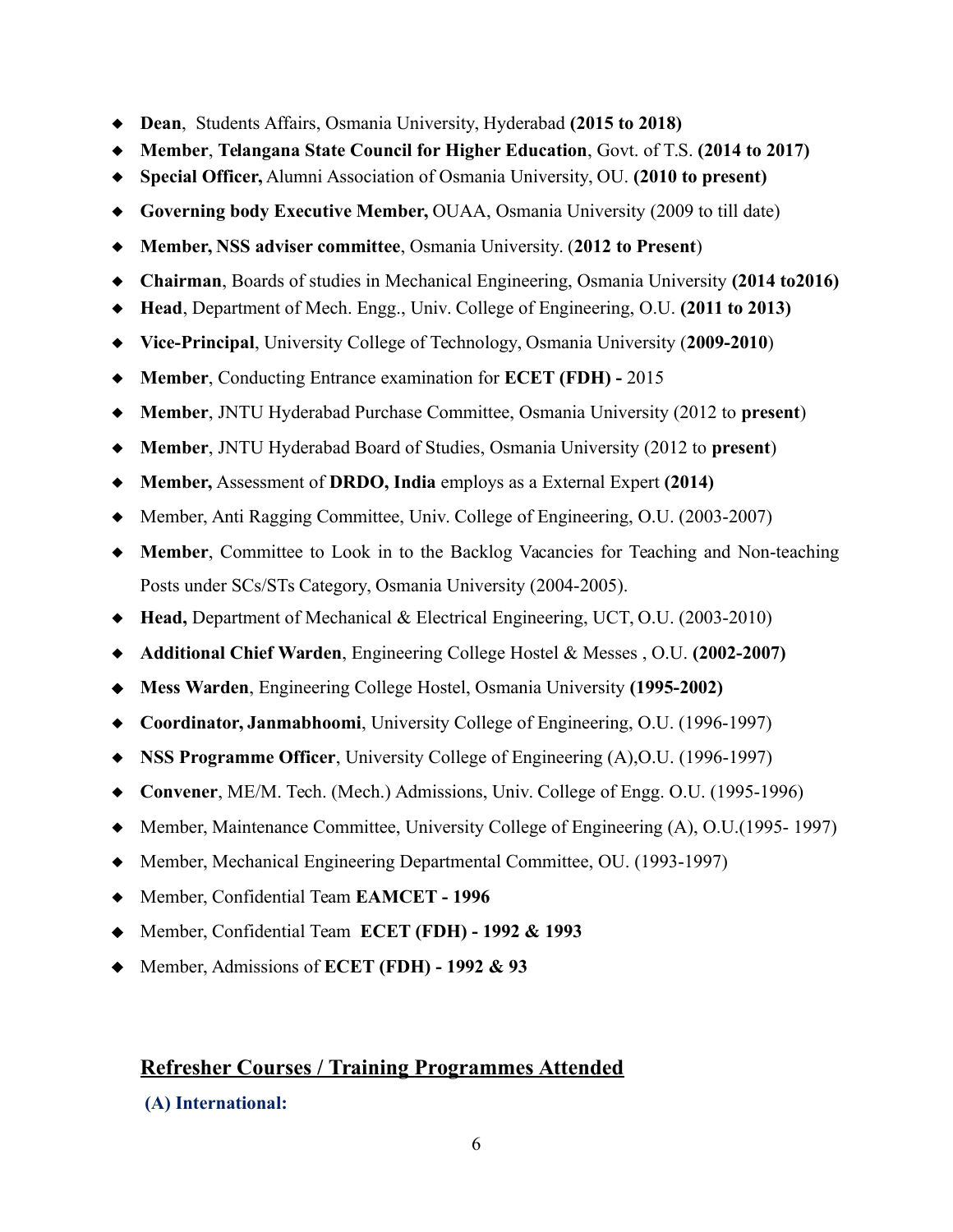- **Dean**, Students Affairs, Osmania University, Hyderabad **(2015 to 2018)**
- **Member**, **Telangana State Council for Higher Education**, Govt. of T.S. **(2014 to 2017)**
- **Special Officer,** Alumni Association of Osmania University, OU. **(2010 to present)**
- **Governing body Executive Member,** OUAA, Osmania University (2009 to till date)
- **Member, NSS adviser committee**, Osmania University. (**2012 to Present**)
- **Chairman**, Boards of studies in Mechanical Engineering, Osmania University **(2014 to2016)**
- **Head**, Department of Mech. Engg., Univ. College of Engineering, O.U. **(2011 to 2013)**
- **Vice-Principal**, University College of Technology, Osmania University (**2009-2010**)
- **Member**, Conducting Entrance examination for **ECET (FDH) -** 2015
- **Member**, JNTU Hyderabad Purchase Committee, Osmania University (2012 to **present**)
- **Member**, JNTU Hyderabad Board of Studies, Osmania University (2012 to **present**)
- **Member,** Assessment of **DRDO, India** employs as a External Expert **(2014)**
- Member, Anti Ragging Committee, Univ. College of Engineering, O.U. (2003-2007)
- **Member**, Committee to Look in to the Backlog Vacancies for Teaching and Non-teaching Posts under SCs/STs Category, Osmania University (2004-2005).
- **Head,** Department of Mechanical & Electrical Engineering, UCT, O.U. (2003-2010)
- **Additional Chief Warden**, Engineering College Hostel & Messes , O.U. **(2002-2007)**
- **Mess Warden**, Engineering College Hostel, Osmania University **(1995-2002)**
- **Coordinator, Janmabhoomi**, University College of Engineering, O.U. (1996-1997)
- **NSS Programme Officer**, University College of Engineering (A),O.U. (1996-1997)
- **Convener**, ME/M. Tech. (Mech.) Admissions, Univ. College of Engg. O.U. (1995-1996)
- Member, Maintenance Committee, University College of Engineering (A), O.U.(1995- 1997)
- Member, Mechanical Engineering Departmental Committee, OU. (1993-1997)
- Member, Confidential Team **EAMCET - 1996**
- Member, Confidential Team **ECET (FDH) - 1992 & 1993**
- Member, Admissions of **ECET (FDH) - 1992 & 93**

## Refresher Courses / Training Programmes Attended

**(A) International:**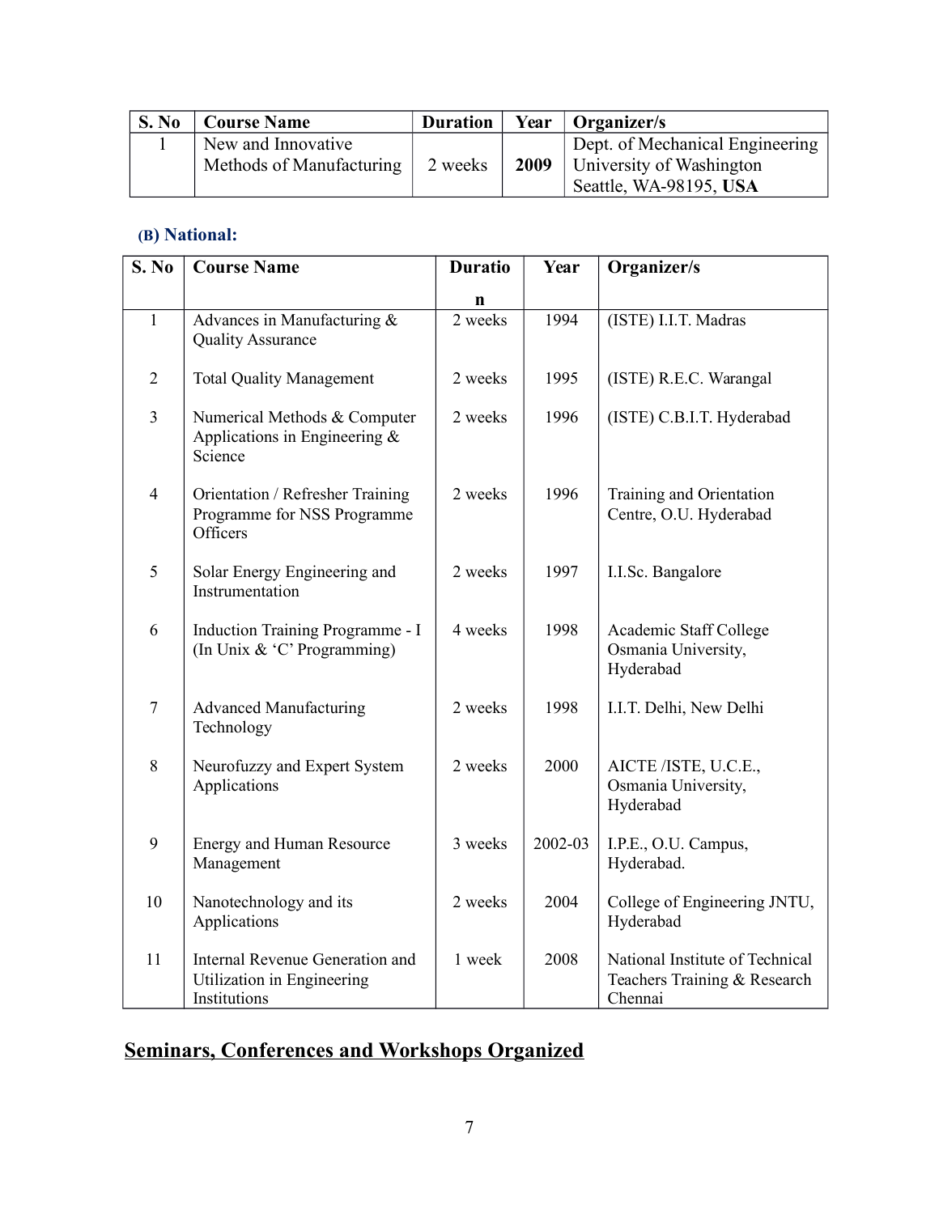| S. No | Course Name | Duration | Year | Organizer/s |
|---|---|---|---|---|
| 1 | New and Innovative Methods of Manufacturing | 2 weeks | **2009** | Dept. of Mechanical Engineering University of Washington Seattle, WA-98195, **USA** |

### (B) National:

| S. No | Course Name | Duration | Year | Organizer/s |
|---|---|---|---|---|
| 1 | Advances in Manufacturing & Quality Assurance | 2 weeks | 1994 | (ISTE) I.I.T. Madras |
| 2 | Total Quality Management | 2 weeks | 1995 | (ISTE) R.E.C. Warangal |
| 3 | Numerical Methods & Computer Applications in Engineering & Science | 2 weeks | 1996 | (ISTE) C.B.I.T. Hyderabad |
| 4 | Orientation / Refresher Training Programme for NSS Programme Officers | 2 weeks | 1996 | Training and Orientation Centre, O.U. Hyderabad |
| 5 | Solar Energy Engineering and Instrumentation | 2 weeks | 1997 | I.I.Sc. Bangalore |
| 6 | Induction Training Programme - I (In Unix & 'C' Programming) | 4 weeks | 1998 | Academic Staff College Osmania University, Hyderabad |
| 7 | Advanced Manufacturing Technology | 2 weeks | 1998 | I.I.T. Delhi, New Delhi |
| 8 | Neurofuzzy and Expert System Applications | 2 weeks | 2000 | AICTE /ISTE, U.C.E., Osmania University, Hyderabad |
| 9 | Energy and Human Resource Management | 3 weeks | 2002-03 | I.P.E., O.U. Campus, Hyderabad. |
| 10 | Nanotechnology and its Applications | 2 weeks | 2004 | College of Engineering JNTU, Hyderabad |
| 11 | Internal Revenue Generation and Utilization in Engineering Institutions | 1 week | 2008 | National Institute of Technical Teachers Training & Research Chennai |

## Seminars, Conferences and Workshops Organized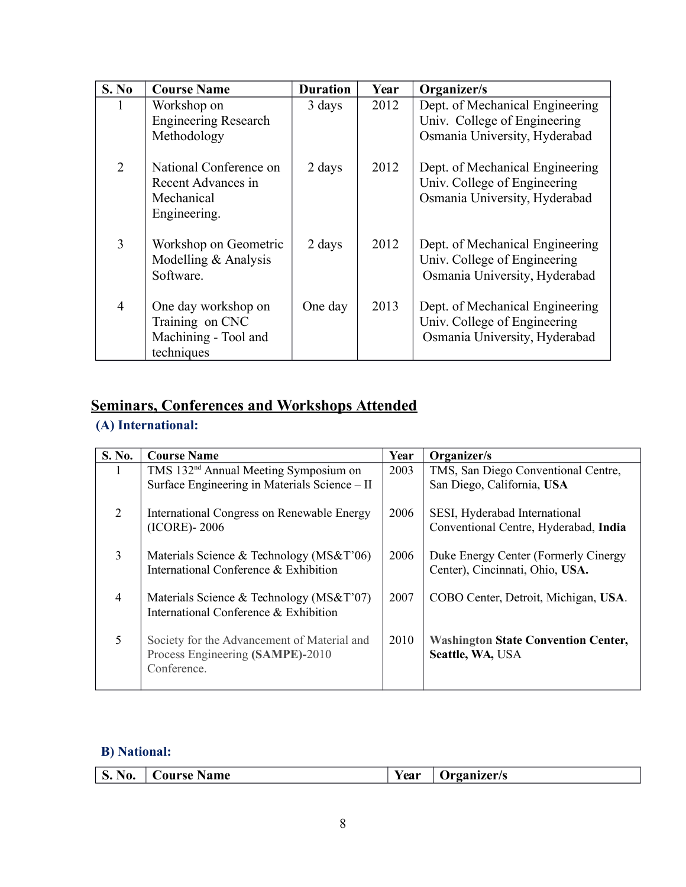| S. No | Course Name | Duration | Year | Organizer/s |
|---|---|---|---|---|
| 1 | Workshop on Engineering Research Methodology | 3 days | 2012 | Dept. of Mechanical Engineering Univ. College of Engineering Osmania University, Hyderabad |
| 2 | National Conference on Recent Advances in Mechanical Engineering. | 2 days | 2012 | Dept. of Mechanical Engineering Univ. College of Engineering Osmania University, Hyderabad |
| 3 | Workshop on Geometric Modelling & Analysis Software. | 2 days | 2012 | Dept. of Mechanical Engineering Univ. College of Engineering Osmania University, Hyderabad |
| 4 | One day workshop on Training on CNC Machining - Tool and techniques | One day | 2013 | Dept. of Mechanical Engineering Univ. College of Engineering Osmania University, Hyderabad |

## Seminars, Conferences and Workshops Attended

### (A) International:

| S. No. | Course Name | Year | Organizer/s |
|---|---|---|---|
| 1 | TMS 132nd Annual Meeting Symposium on Surface Engineering in Materials Science – II | 2003 | TMS, San Diego Conventional Centre, San Diego, California, **USA** |
| 2 | International Congress on Renewable Energy (ICORE)- 2006 | 2006 | SESI, Hyderabad International Conventional Centre, Hyderabad, **India** |
| 3 | Materials Science & Technology (MS&T'06) International Conference & Exhibition | 2006 | Duke Energy Center (Formerly Cinergy Center), Cincinnati, Ohio, **USA.** |
| 4 | Materials Science & Technology (MS&T'07) International Conference & Exhibition | 2007 | COBO Center, Detroit, Michigan, **USA**. |
| 5 | Society for the Advancement of Material and Process Engineering **(SAMPE)**-2010 Conference. | 2010 | **Washington State Convention Center, Seattle, WA,** USA |

### B) National:

| S. No. | Course Name | Year | Organizer/s |
|---|---|---|---|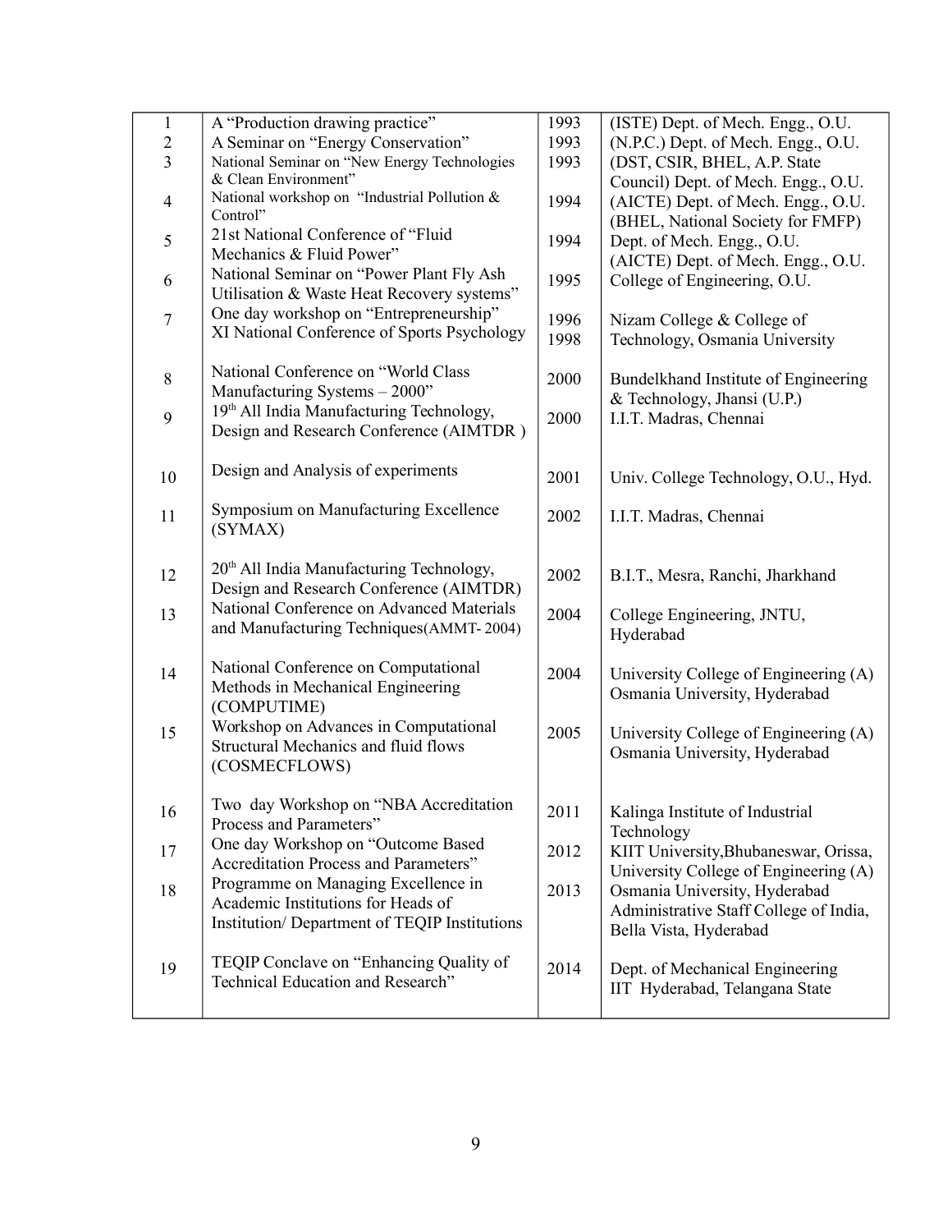| | | | |
|---|---|---|---|
| 1 | A "Production drawing practice" | 1993 | (ISTE) Dept. of Mech. Engg., O.U. |
| 2 | A Seminar on "Energy Conservation" | 1993 | (N.P.C.) Dept. of Mech. Engg., O.U. |
| 3 | National Seminar on "New Energy Technologies & Clean Environment" | 1993 | (DST, CSIR, BHEL, A.P. State Council) Dept. of Mech. Engg., O.U. |
| 4 | National workshop on "Industrial Pollution & Control" | 1994 | (AICTE) Dept. of Mech. Engg., O.U. |
| 5 | 21st National Conference of "Fluid Mechanics & Fluid Power" | 1994 | (BHEL, National Society for FMFP) Dept. of Mech. Engg., O.U. |
| 6 | National Seminar on "Power Plant Fly Ash Utilisation & Waste Heat Recovery systems" | 1995 | (AICTE) Dept. of Mech. Engg., O.U. College of Engineering, O.U. |
| 7 | One day workshop on "Entrepreneurship" XI National Conference of Sports Psychology | 1996 1998 | Nizam College & College of Technology, Osmania University |
| 8 | National Conference on "World Class Manufacturing Systems – 2000" | 2000 | Bundelkhand Institute of Engineering & Technology, Jhansi (U.P.) |
| 9 | 19th All India Manufacturing Technology, Design and Research Conference (AIMTDR ) | 2000 | I.I.T. Madras, Chennai |
| 10 | Design and Analysis of experiments | 2001 | Univ. College Technology, O.U., Hyd. |
| 11 | Symposium on Manufacturing Excellence (SYMAX) | 2002 | I.I.T. Madras, Chennai |
| 12 | 20th All India Manufacturing Technology, Design and Research Conference (AIMTDR) | 2002 | B.I.T., Mesra, Ranchi, Jharkhand |
| 13 | National Conference on Advanced Materials and Manufacturing Techniques(AMMT- 2004) | 2004 | College Engineering, JNTU, Hyderabad |
| 14 | National Conference on Computational Methods in Mechanical Engineering (COMPUTIME) | 2004 | University College of Engineering (A) Osmania University, Hyderabad |
| 15 | Workshop on Advances in Computational Structural Mechanics and fluid flows (COSMECFLOWS) | 2005 | University College of Engineering (A) Osmania University, Hyderabad |
| 16 | Two day Workshop on "NBA Accreditation Process and Parameters" | 2011 | Kalinga Institute of Industrial Technology KIIT University, Bhubaneswar, Orissa, |
| 17 | One day Workshop on "Outcome Based Accreditation Process and Parameters" | 2012 | University College of Engineering (A) Osmania University, Hyderabad |
| 18 | Programme on Managing Excellence in Academic Institutions for Heads of Institution/ Department of TEQIP Institutions | 2013 | Administrative Staff College of India, Bella Vista, Hyderabad |
| 19 | TEQIP Conclave on "Enhancing Quality of Technical Education and Research" | 2014 | Dept. of Mechanical Engineering IIT Hyderabad, Telangana State |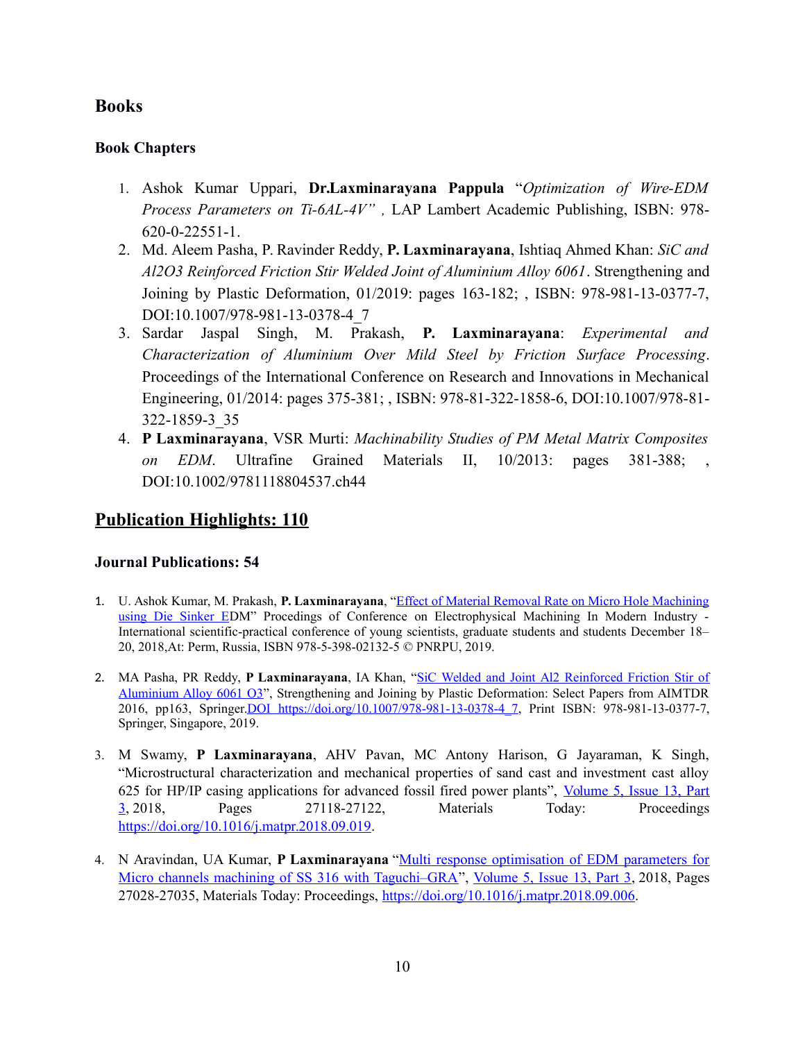## Books

### Book Chapters

1. Ashok Kumar Uppari, **Dr.Laxminarayana Pappula** "*Optimization of Wire-EDM Process Parameters on Ti-6AL-4V" ,* LAP Lambert Academic Publishing, ISBN: 978-620-0-22551-1.
2. Md. Aleem Pasha, P. Ravinder Reddy, **P. Laxminarayana**, Ishtiaq Ahmed Khan: *SiC and Al2O3 Reinforced Friction Stir Welded Joint of Aluminium Alloy 6061*. Strengthening and Joining by Plastic Deformation, 01/2019: pages 163-182; , ISBN: 978-981-13-0377-7, DOI:10.1007/978-981-13-0378-4_7
3. Sardar Jaspal Singh, M. Prakash, **P. Laxminarayana**: *Experimental and Characterization of Aluminium Over Mild Steel by Friction Surface Processing*. Proceedings of the International Conference on Research and Innovations in Mechanical Engineering, 01/2014: pages 375-381; , ISBN: 978-81-322-1858-6, DOI:10.1007/978-81-322-1859-3_35
4. **P Laxminarayana**, VSR Murti: *Machinability Studies of PM Metal Matrix Composites on EDM*. Ultrafine Grained Materials II, 10/2013: pages 381-388; , DOI:10.1002/9781118804537.ch44

## Publication Highlights: 110

### Journal Publications: 54

1. U. Ashok Kumar, M. Prakash, **P. Laxminarayana**, "Effect of Material Removal Rate on Micro Hole Machining using Die Sinker EDM" Procedings of Conference on Electrophysical Machining In Modern Industry - International scientific-practical conference of young scientists, graduate students and students December 18–20, 2018,At: Perm, Russia, ISBN 978-5-398-02132-5 © PNRPU, 2019.

2. MA Pasha, PR Reddy, **P Laxminarayana**, IA Khan, "SiC Welded and Joint Al2 Reinforced Friction Stir of Aluminium Alloy 6061 O3", Strengthening and Joining by Plastic Deformation: Select Papers from AIMTDR 2016, pp163, Springer.DOI https://doi.org/10.1007/978-981-13-0378-4_7, Print ISBN: 978-981-13-0377-7, Springer, Singapore, 2019.

3. M Swamy, **P Laxminarayana**, AHV Pavan, MC Antony Harison, G Jayaraman, K Singh, "Microstructural characterization and mechanical properties of sand cast and investment cast alloy 625 for HP/IP casing applications for advanced fossil fired power plants", Volume 5, Issue 13, Part 3, 2018, Pages 27118-27122, Materials Today: Proceedings https://doi.org/10.1016/j.matpr.2018.09.019.

4. N Aravindan, UA Kumar, **P Laxminarayana** "Multi response optimisation of EDM parameters for Micro channels machining of SS 316 with Taguchi–GRA", Volume 5, Issue 13, Part 3, 2018, Pages 27028-27035, Materials Today: Proceedings, https://doi.org/10.1016/j.matpr.2018.09.006.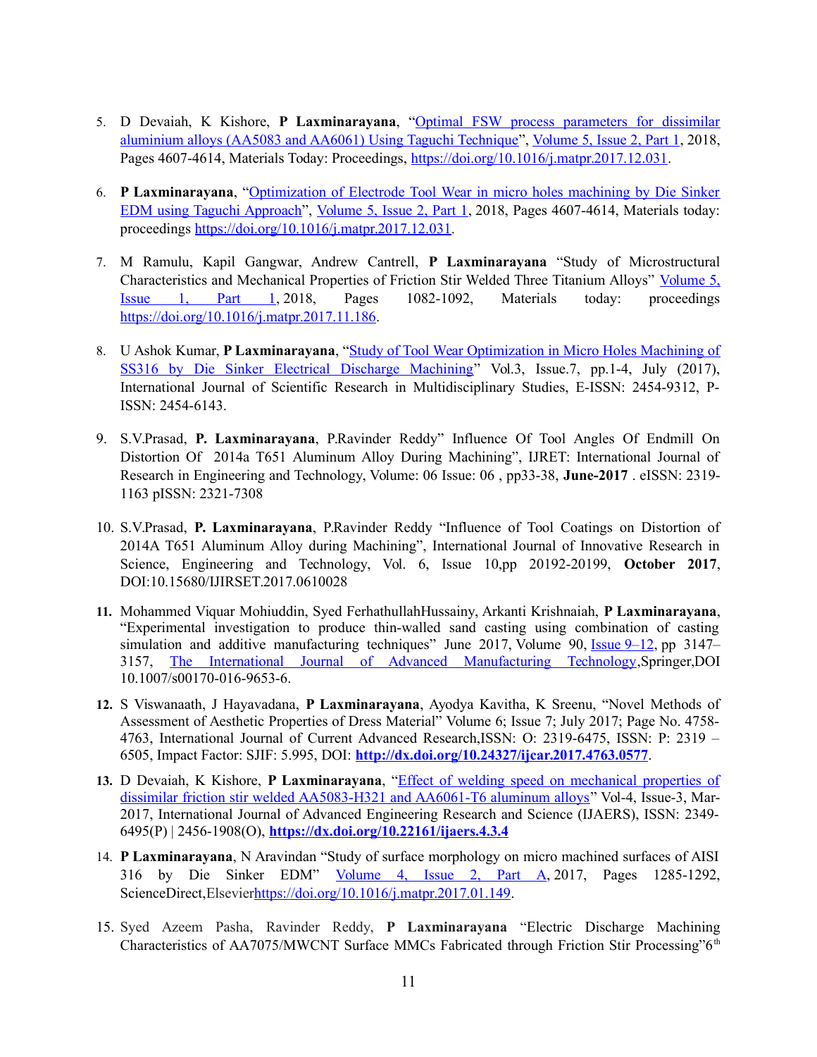5. D Devaiah, K Kishore, **P Laxminarayana**, "Optimal FSW process parameters for dissimilar aluminium alloys (AA5083 and AA6061) Using Taguchi Technique", Volume 5, Issue 2, Part 1, 2018, Pages 4607-4614, Materials Today: Proceedings, https://doi.org/10.1016/j.matpr.2017.12.031.

6. **P Laxminarayana**, "Optimization of Electrode Tool Wear in micro holes machining by Die Sinker EDM using Taguchi Approach", Volume 5, Issue 2, Part 1, 2018, Pages 4607-4614, Materials today: proceedings https://doi.org/10.1016/j.matpr.2017.12.031.

7. M Ramulu, Kapil Gangwar, Andrew Cantrell, **P Laxminarayana** "Study of Microstructural Characteristics and Mechanical Properties of Friction Stir Welded Three Titanium Alloys" Volume 5, Issue 1, Part 1, 2018, Pages 1082-1092, Materials today: proceedings https://doi.org/10.1016/j.matpr.2017.11.186.

8. U Ashok Kumar, **P Laxminarayana**, "Study of Tool Wear Optimization in Micro Holes Machining of SS316 by Die Sinker Electrical Discharge Machining" Vol.3, Issue.7, pp.1-4, July (2017), International Journal of Scientific Research in Multidisciplinary Studies, E-ISSN: 2454-9312, P-ISSN: 2454-6143.

9. S.V.Prasad, **P. Laxminarayana**, P.Ravinder Reddy" Influence Of Tool Angles Of Endmill On Distortion Of 2014a T651 Aluminum Alloy During Machining", IJRET: International Journal of Research in Engineering and Technology, Volume: 06 Issue: 06 , pp33-38, **June-2017** . eISSN: 2319-1163 pISSN: 2321-7308

10. S.V.Prasad, **P. Laxminarayana**, P.Ravinder Reddy "Influence of Tool Coatings on Distortion of 2014A T651 Aluminum Alloy during Machining", International Journal of Innovative Research in Science, Engineering and Technology, Vol. 6, Issue 10,pp 20192-20199, **October 2017**, DOI:10.15680/IJIRSET.2017.0610028

11. Mohammed Viquar Mohiuddin, Syed FerhathullahHussainy, Arkanti Krishnaiah, **P Laxminarayana**, "Experimental investigation to produce thin-walled sand casting using combination of casting simulation and additive manufacturing techniques" June 2017, Volume 90, Issue 9–12, pp 3147–3157, The International Journal of Advanced Manufacturing Technology,Springer,DOI 10.1007/s00170-016-9653-6.

12. S Viswanaath, J Hayavadana, **P Laxminarayana**, Ayodya Kavitha, K Sreenu, "Novel Methods of Assessment of Aesthetic Properties of Dress Material" Volume 6; Issue 7; July 2017; Page No. 4758-4763, International Journal of Current Advanced Research,ISSN: O: 2319-6475, ISSN: P: 2319 – 6505, Impact Factor: SJIF: 5.995, DOI: **http://dx.doi.org/10.24327/ijcar.2017.4763.0577**.

13. D Devaiah, K Kishore, **P Laxminarayana**, "Effect of welding speed on mechanical properties of dissimilar friction stir welded AA5083-H321 and AA6061-T6 aluminum alloys" Vol-4, Issue-3, Mar-2017, International Journal of Advanced Engineering Research and Science (IJAERS), ISSN: 2349-6495(P) | 2456-1908(O), **https://dx.doi.org/10.22161/ijaers.4.3.4**

14. **P Laxminarayana**, N Aravindan "Study of surface morphology on micro machined surfaces of AISI 316 by Die Sinker EDM" Volume 4, Issue 2, Part A, 2017, Pages 1285-1292, ScienceDirect,Elsevierhttps://doi.org/10.1016/j.matpr.2017.01.149.

15. Syed Azeem Pasha, Ravinder Reddy, **P Laxminarayana** "Electric Discharge Machining Characteristics of AA7075/MWCNT Surface MMCs Fabricated through Friction Stir Processing"6th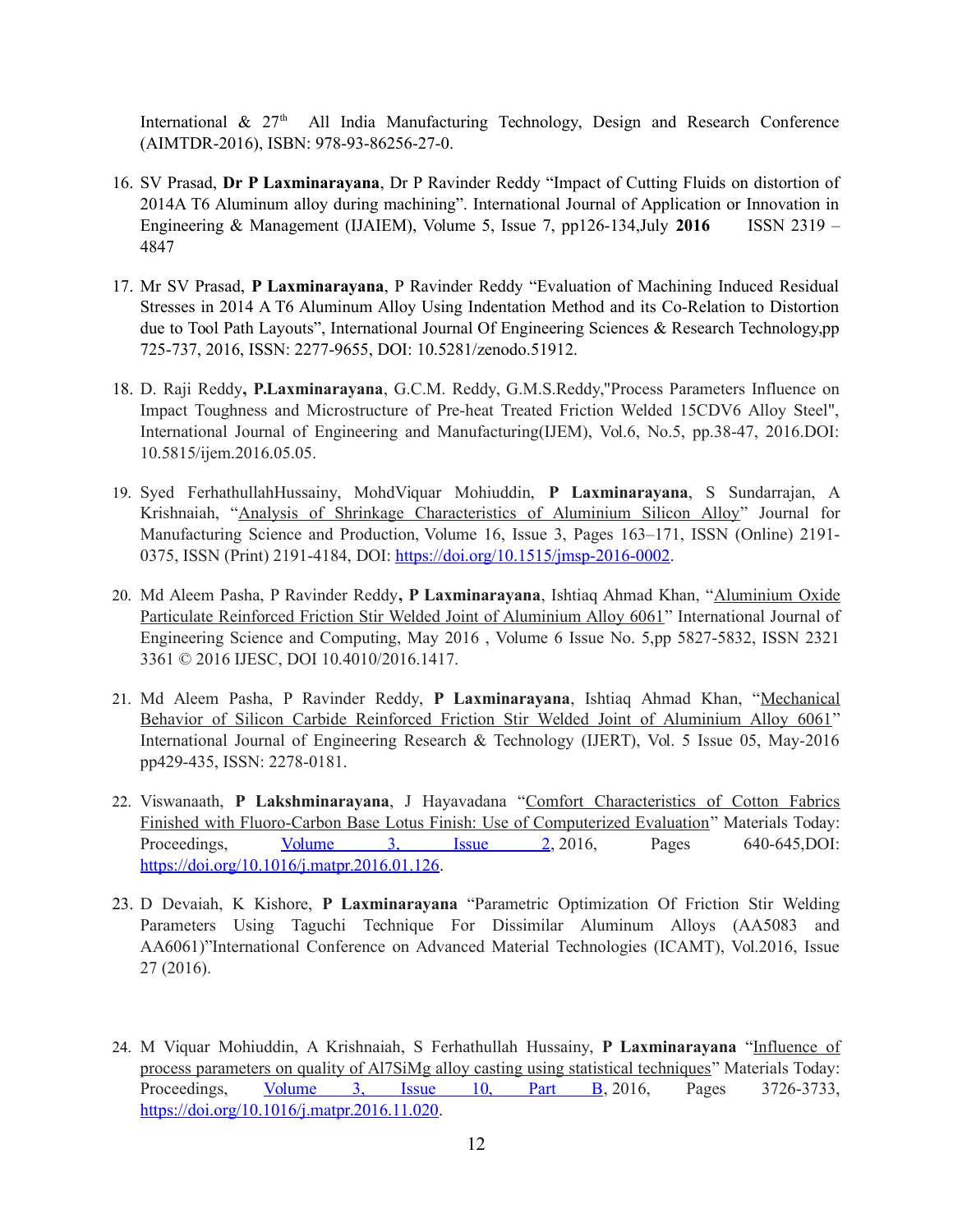International & 27th All India Manufacturing Technology, Design and Research Conference (AIMTDR-2016), ISBN: 978-93-86256-27-0.

16. SV Prasad, **Dr P Laxminarayana**, Dr P Ravinder Reddy "Impact of Cutting Fluids on distortion of 2014A T6 Aluminum alloy during machining". International Journal of Application or Innovation in Engineering & Management (IJAIEM), Volume 5, Issue 7, pp126-134,July **2016** ISSN 2319 – 4847

17. Mr SV Prasad, **P Laxminarayana**, P Ravinder Reddy "Evaluation of Machining Induced Residual Stresses in 2014 A T6 Aluminum Alloy Using Indentation Method and its Co-Relation to Distortion due to Tool Path Layouts", International Journal Of Engineering Sciences & Research Technology,pp 725-737, 2016, ISSN: 2277-9655, DOI: 10.5281/zenodo.51912.

18. D. Raji Reddy**, P.Laxminarayana**, G.C.M. Reddy, G.M.S.Reddy,"Process Parameters Influence on Impact Toughness and Microstructure of Pre-heat Treated Friction Welded 15CDV6 Alloy Steel", International Journal of Engineering and Manufacturing(IJEM), Vol.6, No.5, pp.38-47, 2016.DOI: 10.5815/ijem.2016.05.05.

19. Syed FerhathullahHussainy, MohdViquar Mohiuddin, **P Laxminarayana**, S Sundarrajan, A Krishnaiah, "Analysis of Shrinkage Characteristics of Aluminium Silicon Alloy" Journal for Manufacturing Science and Production, Volume 16, Issue 3, Pages 163–171, ISSN (Online) 2191-0375, ISSN (Print) 2191-4184, DOI: https://doi.org/10.1515/jmsp-2016-0002.

20. Md Aleem Pasha, P Ravinder Reddy**, P Laxminarayana**, Ishtiaq Ahmad Khan, "Aluminium Oxide Particulate Reinforced Friction Stir Welded Joint of Aluminium Alloy 6061" International Journal of Engineering Science and Computing, May 2016 , Volume 6 Issue No. 5,pp 5827-5832, ISSN 2321 3361 © 2016 IJESC, DOI 10.4010/2016.1417.

21. Md Aleem Pasha, P Ravinder Reddy, **P Laxminarayana**, Ishtiaq Ahmad Khan, "Mechanical Behavior of Silicon Carbide Reinforced Friction Stir Welded Joint of Aluminium Alloy 6061" International Journal of Engineering Research & Technology (IJERT), Vol. 5 Issue 05, May-2016 pp429-435, ISSN: 2278-0181.

22. Viswanaath, **P Lakshminarayana**, J Hayavadana "Comfort Characteristics of Cotton Fabrics Finished with Fluoro-Carbon Base Lotus Finish: Use of Computerized Evaluation" Materials Today: Proceedings, Volume 3, Issue 2, 2016, Pages 640-645,DOI: https://doi.org/10.1016/j.matpr.2016.01.126.

23. D Devaiah, K Kishore, **P Laxminarayana** "Parametric Optimization Of Friction Stir Welding Parameters Using Taguchi Technique For Dissimilar Aluminum Alloys (AA5083 and AA6061)"International Conference on Advanced Material Technologies (ICAMT), Vol.2016, Issue 27 (2016).

24. M Viquar Mohiuddin, A Krishnaiah, S Ferhathullah Hussainy, **P Laxminarayana** "Influence of process parameters on quality of Al7SiMg alloy casting using statistical techniques" Materials Today: Proceedings, Volume 3, Issue 10, Part B, 2016, Pages 3726-3733, https://doi.org/10.1016/j.matpr.2016.11.020.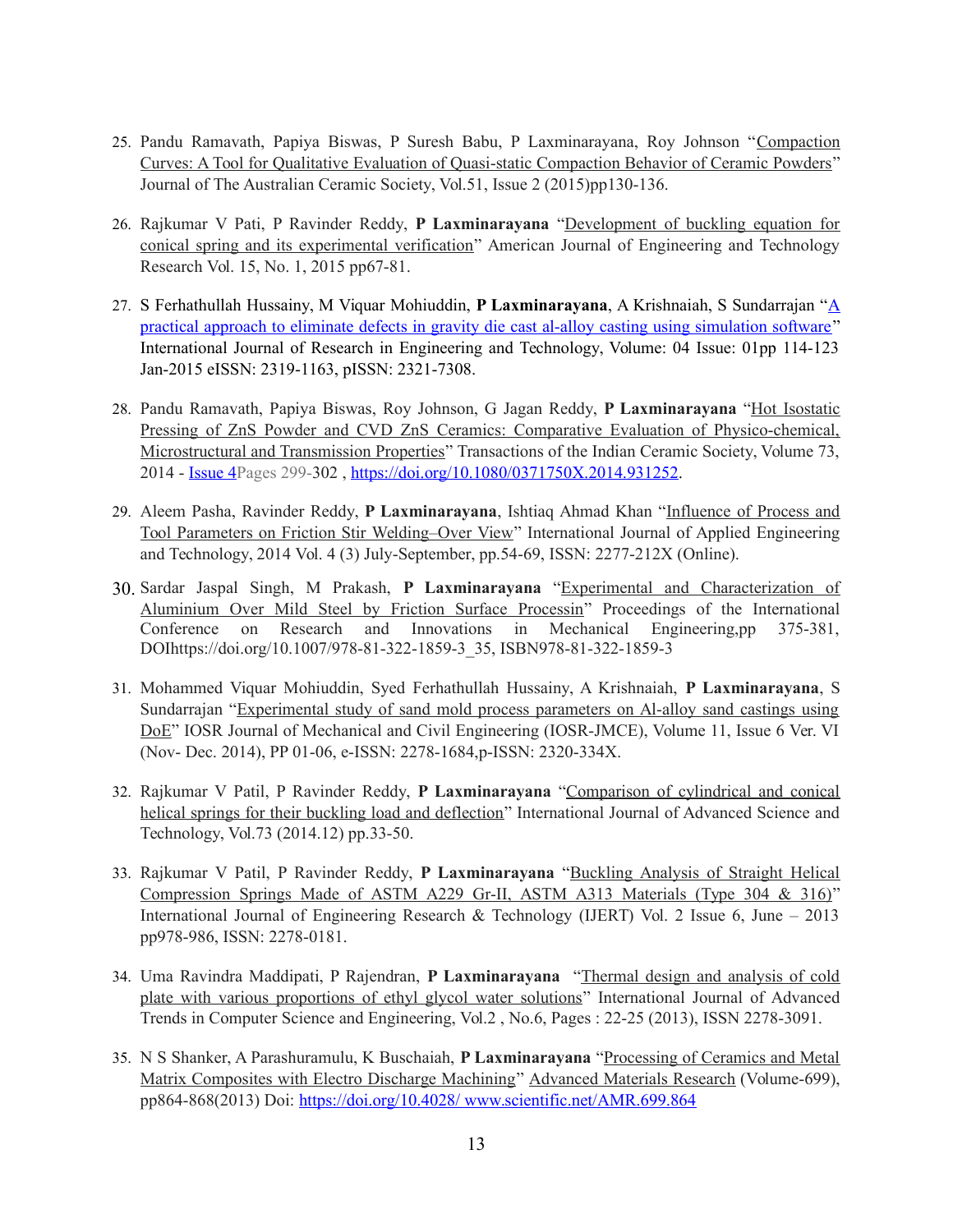25. Pandu Ramavath, Papiya Biswas, P Suresh Babu, P Laxminarayana, Roy Johnson "Compaction Curves: A Tool for Qualitative Evaluation of Quasi-static Compaction Behavior of Ceramic Powders" Journal of The Australian Ceramic Society, Vol.51, Issue 2 (2015)pp130-136.

26. Rajkumar V Pati, P Ravinder Reddy, **P Laxminarayana** "Development of buckling equation for conical spring and its experimental verification" American Journal of Engineering and Technology Research Vol. 15, No. 1, 2015 pp67-81.

27. S Ferhathullah Hussainy, M Viquar Mohiuddin, **P Laxminarayana**, A Krishnaiah, S Sundarrajan "A practical approach to eliminate defects in gravity die cast al-alloy casting using simulation software" International Journal of Research in Engineering and Technology, Volume: 04 Issue: 01pp 114-123 Jan-2015 eISSN: 2319-1163, pISSN: 2321-7308.

28. Pandu Ramavath, Papiya Biswas, Roy Johnson, G Jagan Reddy, **P Laxminarayana** "Hot Isostatic Pressing of ZnS Powder and CVD ZnS Ceramics: Comparative Evaluation of Physico-chemical, Microstructural and Transmission Properties" Transactions of the Indian Ceramic Society, Volume 73, 2014 - Issue 4Pages 299-302 , https://doi.org/10.1080/0371750X.2014.931252.

29. Aleem Pasha, Ravinder Reddy, **P Laxminarayana**, Ishtiaq Ahmad Khan "Influence of Process and Tool Parameters on Friction Stir Welding–Over View" International Journal of Applied Engineering and Technology, 2014 Vol. 4 (3) July-September, pp.54-69, ISSN: 2277-212X (Online).

30. Sardar Jaspal Singh, M Prakash, **P Laxminarayana** "Experimental and Characterization of Aluminium Over Mild Steel by Friction Surface Processin" Proceedings of the International Conference on Research and Innovations in Mechanical Engineering,pp 375-381, DOIhttps://doi.org/10.1007/978-81-322-1859-3_35, ISBN978-81-322-1859-3

31. Mohammed Viquar Mohiuddin, Syed Ferhathullah Hussainy, A Krishnaiah, **P Laxminarayana**, S Sundarrajan "Experimental study of sand mold process parameters on Al-alloy sand castings using DoE" IOSR Journal of Mechanical and Civil Engineering (IOSR-JMCE), Volume 11, Issue 6 Ver. VI (Nov- Dec. 2014), PP 01-06, e-ISSN: 2278-1684,p-ISSN: 2320-334X.

32. Rajkumar V Patil, P Ravinder Reddy, **P Laxminarayana** "Comparison of cylindrical and conical helical springs for their buckling load and deflection" International Journal of Advanced Science and Technology, Vol.73 (2014.12) pp.33-50.

33. Rajkumar V Patil, P Ravinder Reddy, **P Laxminarayana** "Buckling Analysis of Straight Helical Compression Springs Made of ASTM A229 Gr-II, ASTM A313 Materials (Type 304 & 316)" International Journal of Engineering Research & Technology (IJERT) Vol. 2 Issue 6, June – 2013 pp978-986, ISSN: 2278-0181.

34. Uma Ravindra Maddipati, P Rajendran, **P Laxminarayana** "Thermal design and analysis of cold plate with various proportions of ethyl glycol water solutions" International Journal of Advanced Trends in Computer Science and Engineering, Vol.2 , No.6, Pages : 22-25 (2013), ISSN 2278-3091.

35. N S Shanker, A Parashuramulu, K Buschaiah, **P Laxminarayana** "Processing of Ceramics and Metal Matrix Composites with Electro Discharge Machining" Advanced Materials Research (Volume-699), pp864-868(2013) Doi: https://doi.org/10.4028/ www.scientific.net/AMR.699.864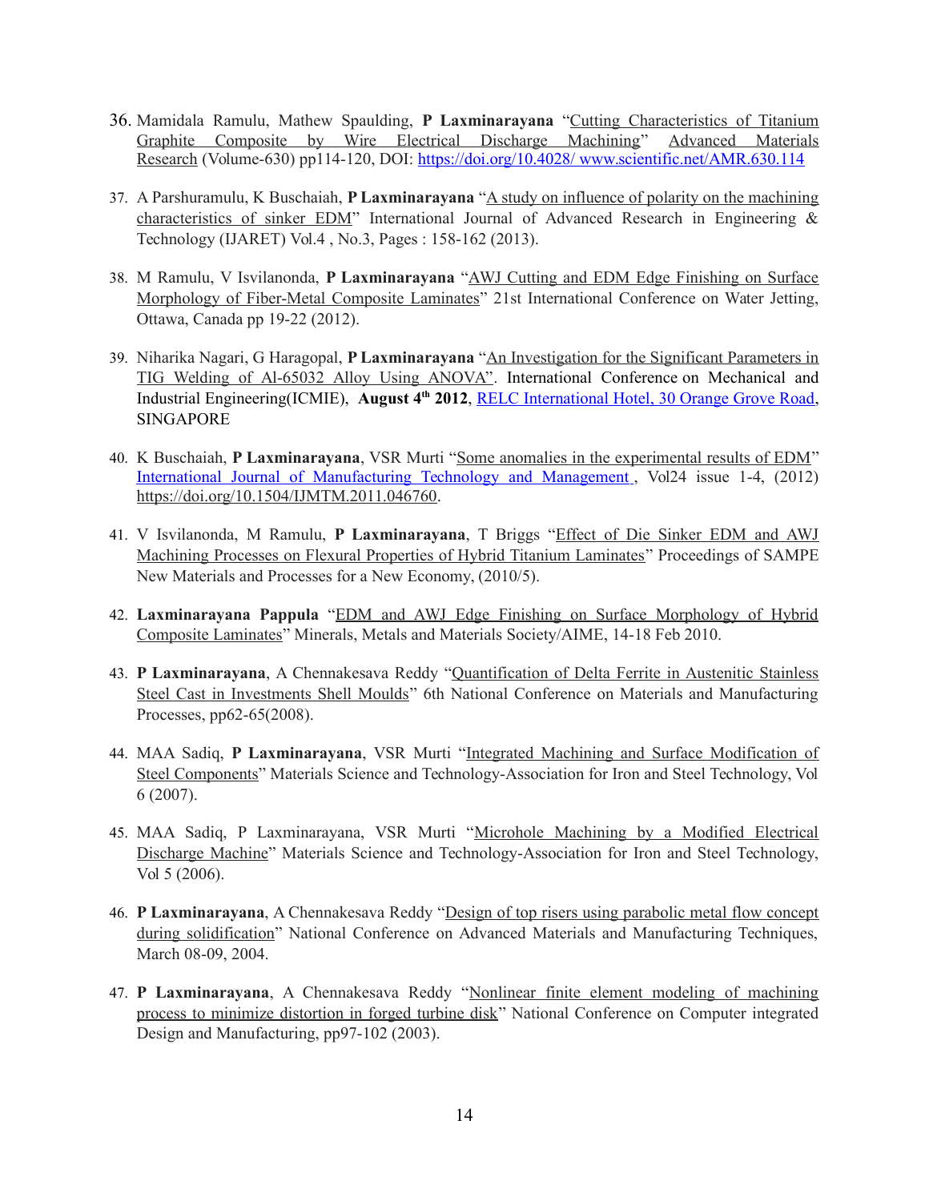36. Mamidala Ramulu, Mathew Spaulding, **P Laxminarayana** "Cutting Characteristics of Titanium Graphite Composite by Wire Electrical Discharge Machining" Advanced Materials Research (Volume-630) pp114-120, DOI: https://doi.org/10.4028/ www.scientific.net/AMR.630.114

37. A Parshuramulu, K Buschaiah, **P Laxminarayana** "A study on influence of polarity on the machining characteristics of sinker EDM" International Journal of Advanced Research in Engineering & Technology (IJARET) Vol.4 , No.3, Pages : 158-162 (2013).

38. M Ramulu, V Isvilanonda, **P Laxminarayana** "AWJ Cutting and EDM Edge Finishing on Surface Morphology of Fiber-Metal Composite Laminates" 21st International Conference on Water Jetting, Ottawa, Canada pp 19-22 (2012).

39. Niharika Nagari, G Haragopal, **P Laxminarayana** "An Investigation for the Significant Parameters in TIG Welding of Al-65032 Alloy Using ANOVA". International Conference on Mechanical and Industrial Engineering(ICMIE), **August 4th 2012**, RELC International Hotel, 30 Orange Grove Road, SINGAPORE

40. K Buschaiah, **P Laxminarayana**, VSR Murti "Some anomalies in the experimental results of EDM" International Journal of Manufacturing Technology and Management , Vol24 issue 1-4, (2012) https://doi.org/10.1504/IJMTM.2011.046760.

41. V Isvilanonda, M Ramulu, **P Laxminarayana**, T Briggs "Effect of Die Sinker EDM and AWJ Machining Processes on Flexural Properties of Hybrid Titanium Laminates" Proceedings of SAMPE New Materials and Processes for a New Economy, (2010/5).

42. **Laxminarayana Pappula** "EDM and AWJ Edge Finishing on Surface Morphology of Hybrid Composite Laminates" Minerals, Metals and Materials Society/AIME, 14-18 Feb 2010.

43. **P Laxminarayana**, A Chennakesava Reddy "Quantification of Delta Ferrite in Austenitic Stainless Steel Cast in Investments Shell Moulds" 6th National Conference on Materials and Manufacturing Processes, pp62-65(2008).

44. MAA Sadiq, **P Laxminarayana**, VSR Murti "Integrated Machining and Surface Modification of Steel Components" Materials Science and Technology-Association for Iron and Steel Technology, Vol 6 (2007).

45. MAA Sadiq, P Laxminarayana, VSR Murti "Microhole Machining by a Modified Electrical Discharge Machine" Materials Science and Technology-Association for Iron and Steel Technology, Vol 5 (2006).

46. **P Laxminarayana**, A Chennakesava Reddy "Design of top risers using parabolic metal flow concept during solidification" National Conference on Advanced Materials and Manufacturing Techniques, March 08-09, 2004.

47. **P Laxminarayana**, A Chennakesava Reddy "Nonlinear finite element modeling of machining process to minimize distortion in forged turbine disk" National Conference on Computer integrated Design and Manufacturing, pp97-102 (2003).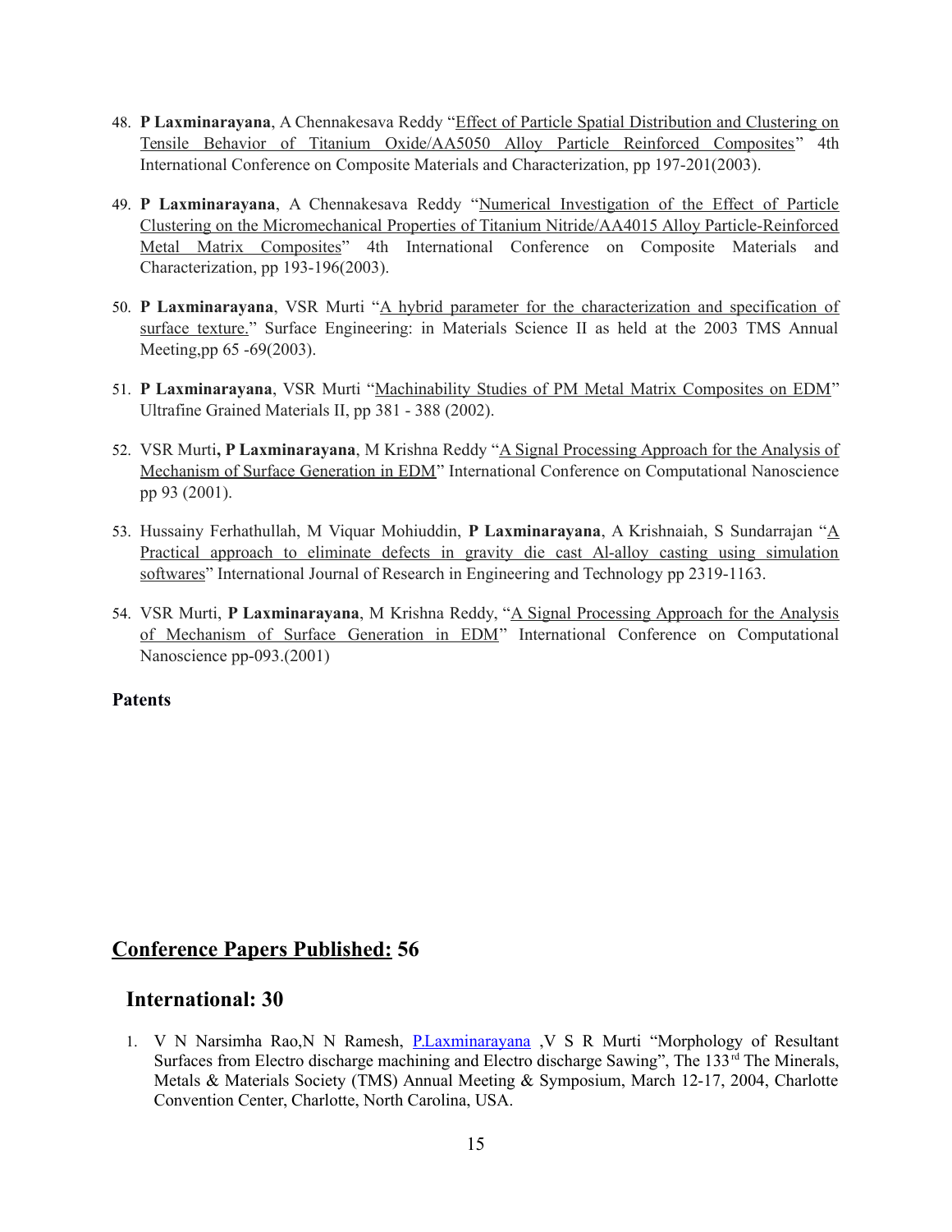48. **P Laxminarayana**, A Chennakesava Reddy "Effect of Particle Spatial Distribution and Clustering on Tensile Behavior of Titanium Oxide/AA5050 Alloy Particle Reinforced Composites" 4th International Conference on Composite Materials and Characterization, pp 197-201(2003).

49. **P Laxminarayana**, A Chennakesava Reddy "Numerical Investigation of the Effect of Particle Clustering on the Micromechanical Properties of Titanium Nitride/AA4015 Alloy Particle-Reinforced Metal Matrix Composites" 4th International Conference on Composite Materials and Characterization, pp 193-196(2003).

50. **P Laxminarayana**, VSR Murti "A hybrid parameter for the characterization and specification of surface texture." Surface Engineering: in Materials Science II as held at the 2003 TMS Annual Meeting,pp 65 -69(2003).

51. **P Laxminarayana**, VSR Murti "Machinability Studies of PM Metal Matrix Composites on EDM" Ultrafine Grained Materials II, pp 381 - 388 (2002).

52. VSR Murti**, P Laxminarayana**, M Krishna Reddy "A Signal Processing Approach for the Analysis of Mechanism of Surface Generation in EDM" International Conference on Computational Nanoscience pp 93 (2001).

53. Hussainy Ferhathullah, M Viquar Mohiuddin, **P Laxminarayana**, A Krishnaiah, S Sundarrajan "A Practical approach to eliminate defects in gravity die cast Al-alloy casting using simulation softwares" International Journal of Research in Engineering and Technology pp 2319-1163.

54. VSR Murti, **P Laxminarayana**, M Krishna Reddy, "A Signal Processing Approach for the Analysis of Mechanism of Surface Generation in EDM" International Conference on Computational Nanoscience pp-093.(2001)

**Patents**

## Conference Papers Published: 56

### International: 30

1. V N Narsimha Rao,N N Ramesh, P.Laxminarayana ,V S R Murti "Morphology of Resultant Surfaces from Electro discharge machining and Electro discharge Sawing", The 133[rd] The Minerals, Metals & Materials Society (TMS) Annual Meeting & Symposium, March 12-17, 2004, Charlotte Convention Center, Charlotte, North Carolina, USA.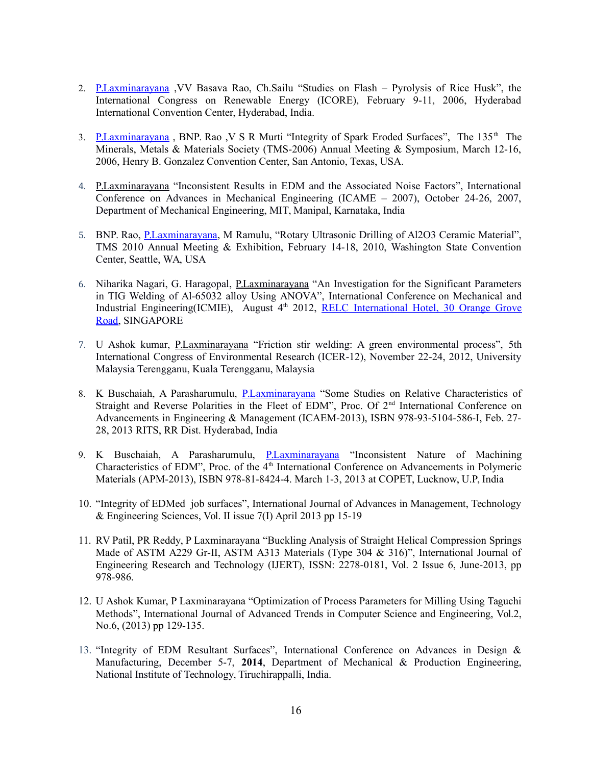2. P.Laxminarayana ,VV Basava Rao, Ch.Sailu "Studies on Flash – Pyrolysis of Rice Husk", the International Congress on Renewable Energy (ICORE), February 9-11, 2006, Hyderabad International Convention Center, Hyderabad, India.

3. P.Laxminarayana , BNP. Rao ,V S R Murti "Integrity of Spark Eroded Surfaces", The 135th The Minerals, Metals & Materials Society (TMS-2006) Annual Meeting & Symposium, March 12-16, 2006, Henry B. Gonzalez Convention Center, San Antonio, Texas, USA.

4. P.Laxminarayana "Inconsistent Results in EDM and the Associated Noise Factors", International Conference on Advances in Mechanical Engineering (ICAME – 2007), October 24-26, 2007, Department of Mechanical Engineering, MIT, Manipal, Karnataka, India

5. BNP. Rao, P.Laxminarayana, M Ramulu, "Rotary Ultrasonic Drilling of Al2O3 Ceramic Material", TMS 2010 Annual Meeting & Exhibition, February 14-18, 2010, Washington State Convention Center, Seattle, WA, USA

6. Niharika Nagari, G. Haragopal, P.Laxminarayana "An Investigation for the Significant Parameters in TIG Welding of Al-65032 alloy Using ANOVA", International Conference on Mechanical and Industrial Engineering(ICMIE), August 4th 2012, RELC International Hotel, 30 Orange Grove Road, SINGAPORE

7. U Ashok kumar, P.Laxminarayana "Friction stir welding: A green environmental process", 5th International Congress of Environmental Research (ICER-12), November 22-24, 2012, University Malaysia Terengganu, Kuala Terengganu, Malaysia

8. K Buschaiah, A Parasharumulu, P.Laxminarayana "Some Studies on Relative Characteristics of Straight and Reverse Polarities in the Fleet of EDM", Proc. Of 2nd International Conference on Advancements in Engineering & Management (ICAEM-2013), ISBN 978-93-5104-586-I, Feb. 27-28, 2013 RITS, RR Dist. Hyderabad, India

9. K Buschaiah, A Parasharumulu, P.Laxminarayana "Inconsistent Nature of Machining Characteristics of EDM", Proc. of the 4th International Conference on Advancements in Polymeric Materials (APM-2013), ISBN 978-81-8424-4. March 1-3, 2013 at COPET, Lucknow, U.P, India

10. "Integrity of EDMed job surfaces", International Journal of Advances in Management, Technology & Engineering Sciences, Vol. II issue 7(I) April 2013 pp 15-19

11. RV Patil, PR Reddy, P Laxminarayana "Buckling Analysis of Straight Helical Compression Springs Made of ASTM A229 Gr-II, ASTM A313 Materials (Type 304 & 316)", International Journal of Engineering Research and Technology (IJERT), ISSN: 2278-0181, Vol. 2 Issue 6, June-2013, pp 978-986.

12. U Ashok Kumar, P Laxminarayana "Optimization of Process Parameters for Milling Using Taguchi Methods", International Journal of Advanced Trends in Computer Science and Engineering, Vol.2, No.6, (2013) pp 129-135.

13. "Integrity of EDM Resultant Surfaces", International Conference on Advances in Design & Manufacturing, December 5-7, **2014**, Department of Mechanical & Production Engineering, National Institute of Technology, Tiruchirappalli, India.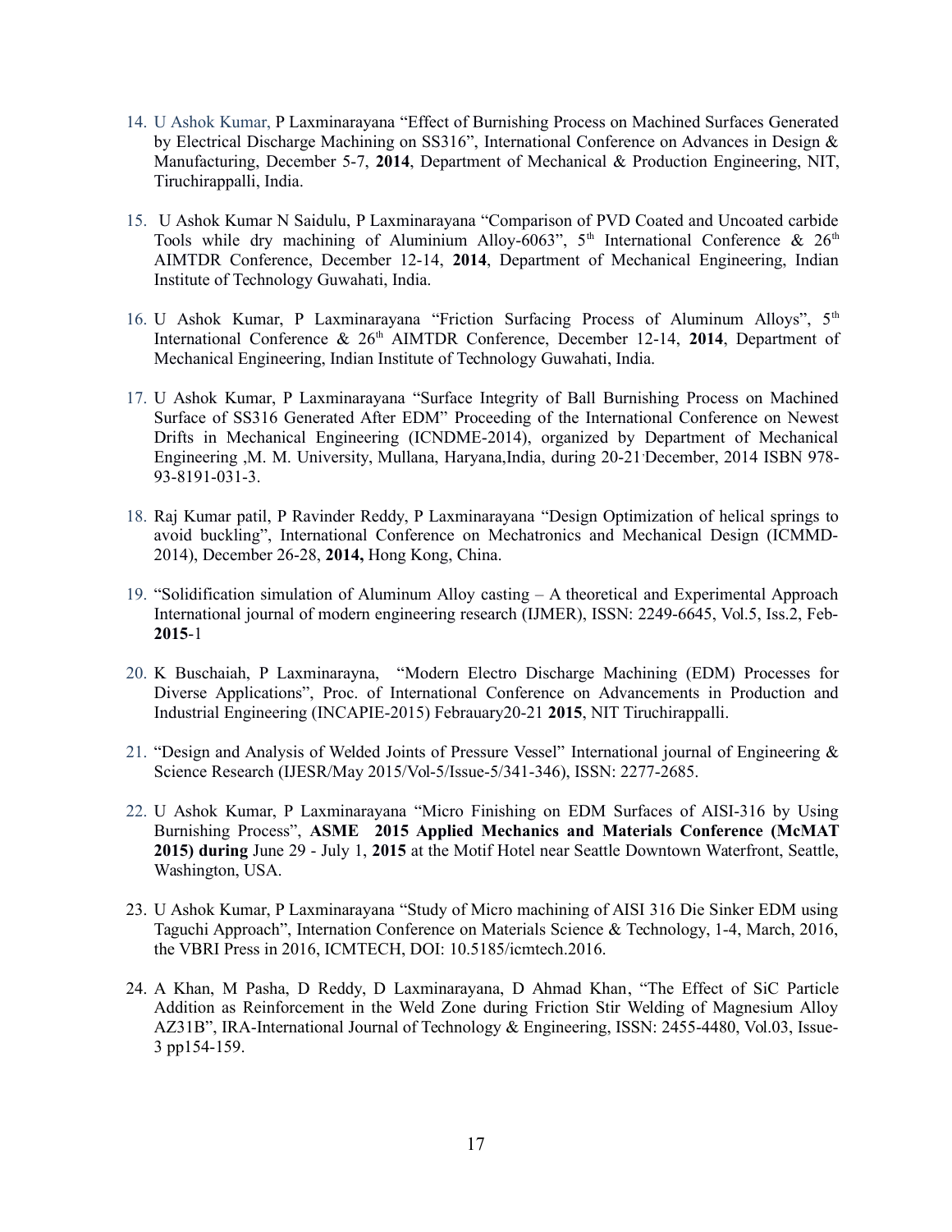14. U Ashok Kumar, P Laxminarayana "Effect of Burnishing Process on Machined Surfaces Generated by Electrical Discharge Machining on SS316", International Conference on Advances in Design & Manufacturing, December 5-7, **2014**, Department of Mechanical & Production Engineering, NIT, Tiruchirappalli, India.

15. U Ashok Kumar N Saidulu, P Laxminarayana "Comparison of PVD Coated and Uncoated carbide Tools while dry machining of Aluminium Alloy-6063", 5th International Conference & 26th AIMTDR Conference, December 12-14, **2014**, Department of Mechanical Engineering, Indian Institute of Technology Guwahati, India.

16. U Ashok Kumar, P Laxminarayana "Friction Surfacing Process of Aluminum Alloys", 5th International Conference & 26th AIMTDR Conference, December 12-14, **2014**, Department of Mechanical Engineering, Indian Institute of Technology Guwahati, India.

17. U Ashok Kumar, P Laxminarayana "Surface Integrity of Ball Burnishing Process on Machined Surface of SS316 Generated After EDM" Proceeding of the International Conference on Newest Drifts in Mechanical Engineering (ICNDME-2014), organized by Department of Mechanical Engineering ,M. M. University, Mullana, Haryana,India, during 20-21 December, 2014 ISBN 978-93-8191-031-3.

18. Raj Kumar patil, P Ravinder Reddy, P Laxminarayana "Design Optimization of helical springs to avoid buckling", International Conference on Mechatronics and Mechanical Design (ICMMD-2014), December 26-28, **2014,** Hong Kong, China.

19. "Solidification simulation of Aluminum Alloy casting – A theoretical and Experimental Approach International journal of modern engineering research (IJMER), ISSN: 2249-6645, Vol.5, Iss.2, Feb-**2015**-1

20. K Buschaiah, P Laxminarayna, "Modern Electro Discharge Machining (EDM) Processes for Diverse Applications", Proc. of International Conference on Advancements in Production and Industrial Engineering (INCAPIE-2015) Febrauary20-21 **2015**, NIT Tiruchirappalli.

21. "Design and Analysis of Welded Joints of Pressure Vessel" International journal of Engineering & Science Research (IJESR/May 2015/Vol-5/Issue-5/341-346), ISSN: 2277-2685.

22. U Ashok Kumar, P Laxminarayana "Micro Finishing on EDM Surfaces of AISI-316 by Using Burnishing Process", **ASME 2015 Applied Mechanics and Materials Conference (McMAT 2015) during** June 29 - July 1, **2015** at the Motif Hotel near Seattle Downtown Waterfront, Seattle, Washington, USA.

23. U Ashok Kumar, P Laxminarayana "Study of Micro machining of AISI 316 Die Sinker EDM using Taguchi Approach", Internation Conference on Materials Science & Technology, 1-4, March, 2016, the VBRI Press in 2016, ICMTECH, DOI: 10.5185/icmtech.2016.

24. A Khan, M Pasha, D Reddy, D Laxminarayana, D Ahmad Khan, "The Effect of SiC Particle Addition as Reinforcement in the Weld Zone during Friction Stir Welding of Magnesium Alloy AZ31B", IRA-International Journal of Technology & Engineering, ISSN: 2455-4480, Vol.03, Issue-3 pp154-159.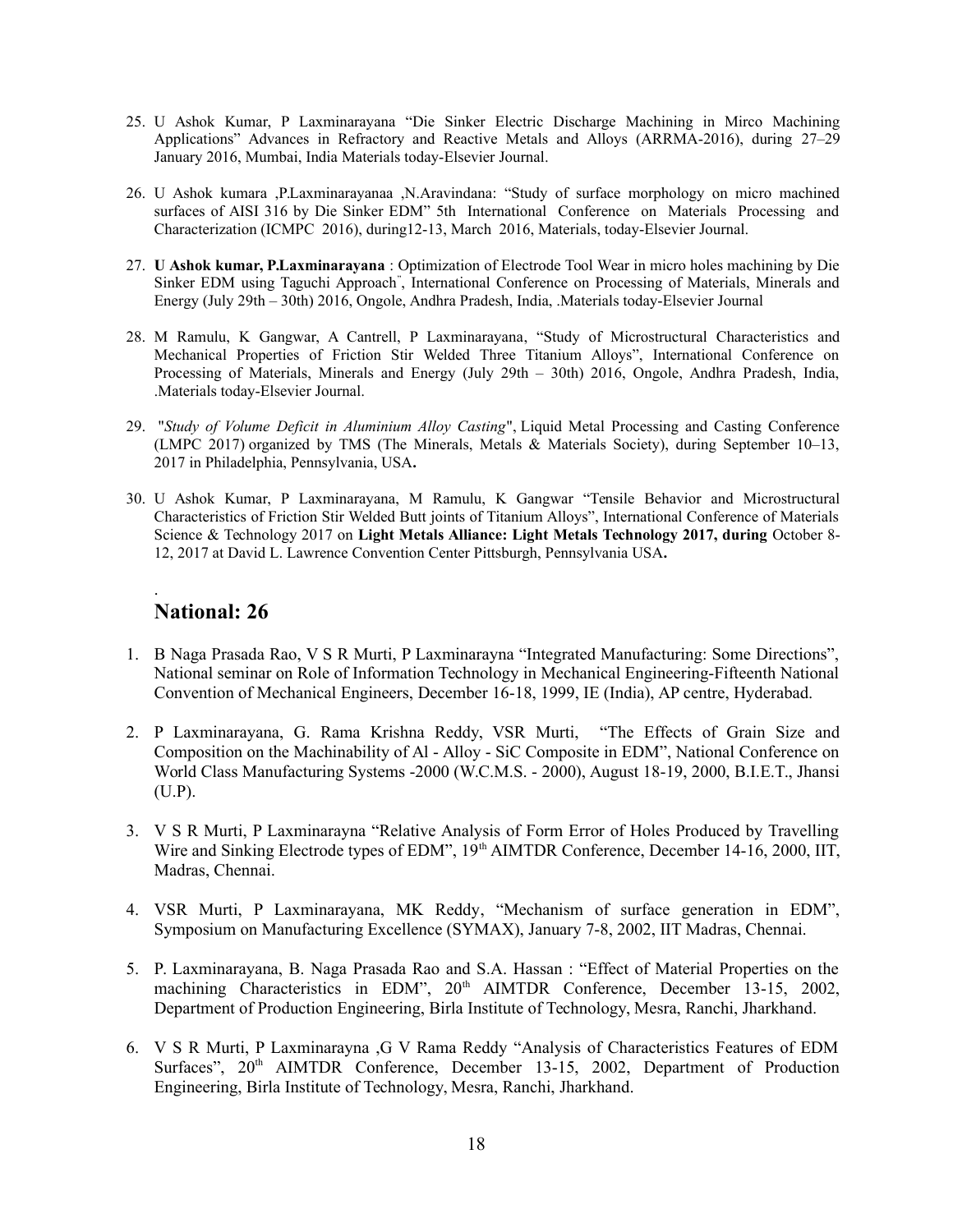25. U Ashok Kumar, P Laxminarayana "Die Sinker Electric Discharge Machining in Mirco Machining Applications" Advances in Refractory and Reactive Metals and Alloys (ARRMA-2016), during 27–29 January 2016, Mumbai, India Materials today-Elsevier Journal.

26. U Ashok kumara ,P.Laxminarayanaa ,N.Aravindana: "Study of surface morphology on micro machined surfaces of AISI 316 by Die Sinker EDM" 5th International Conference on Materials Processing and Characterization (ICMPC 2016), during12-13, March 2016, Materials, today-Elsevier Journal.

27. **U Ashok kumar, P.Laxminarayana** : Optimization of Electrode Tool Wear in micro holes machining by Die Sinker EDM using Taguchi Approach", International Conference on Processing of Materials, Minerals and Energy (July 29th – 30th) 2016, Ongole, Andhra Pradesh, India, .Materials today-Elsevier Journal

28. M Ramulu, K Gangwar, A Cantrell, P Laxminarayana, "Study of Microstructural Characteristics and Mechanical Properties of Friction Stir Welded Three Titanium Alloys", International Conference on Processing of Materials, Minerals and Energy (July 29th – 30th) 2016, Ongole, Andhra Pradesh, India, .Materials today-Elsevier Journal.

29. "*Study of Volume Deficit in Aluminium Alloy Casting*", Liquid Metal Processing and Casting Conference (LMPC 2017) organized by TMS (The Minerals, Metals & Materials Society), during September 10–13, 2017 in Philadelphia, Pennsylvania, USA**.**

30. U Ashok Kumar, P Laxminarayana, M Ramulu, K Gangwar "Tensile Behavior and Microstructural Characteristics of Friction Stir Welded Butt joints of Titanium Alloys", International Conference of Materials Science & Technology 2017 on **Light Metals Alliance: Light Metals Technology 2017, during** October 8-12, 2017 at David L. Lawrence Convention Center Pittsburgh, Pennsylvania USA**.**

.

## National: 26

1. B Naga Prasada Rao, V S R Murti, P Laxminarayna "Integrated Manufacturing: Some Directions", National seminar on Role of Information Technology in Mechanical Engineering-Fifteenth National Convention of Mechanical Engineers, December 16-18, 1999, IE (India), AP centre, Hyderabad.

2. P Laxminarayana, G. Rama Krishna Reddy, VSR Murti, "The Effects of Grain Size and Composition on the Machinability of Al - Alloy - SiC Composite in EDM", National Conference on World Class Manufacturing Systems -2000 (W.C.M.S. - 2000), August 18-19, 2000, B.I.E.T., Jhansi (U.P).

3. V S R Murti, P Laxminarayna "Relative Analysis of Form Error of Holes Produced by Travelling Wire and Sinking Electrode types of EDM", 19th AIMTDR Conference, December 14-16, 2000, IIT, Madras, Chennai.

4. VSR Murti, P Laxminarayana, MK Reddy, "Mechanism of surface generation in EDM", Symposium on Manufacturing Excellence (SYMAX), January 7-8, 2002, IIT Madras, Chennai.

5. P. Laxminarayana, B. Naga Prasada Rao and S.A. Hassan : "Effect of Material Properties on the machining Characteristics in EDM", 20th AIMTDR Conference, December 13-15, 2002, Department of Production Engineering, Birla Institute of Technology, Mesra, Ranchi, Jharkhand.

6. V S R Murti, P Laxminarayna ,G V Rama Reddy "Analysis of Characteristics Features of EDM Surfaces", 20th AIMTDR Conference, December 13-15, 2002, Department of Production Engineering, Birla Institute of Technology, Mesra, Ranchi, Jharkhand.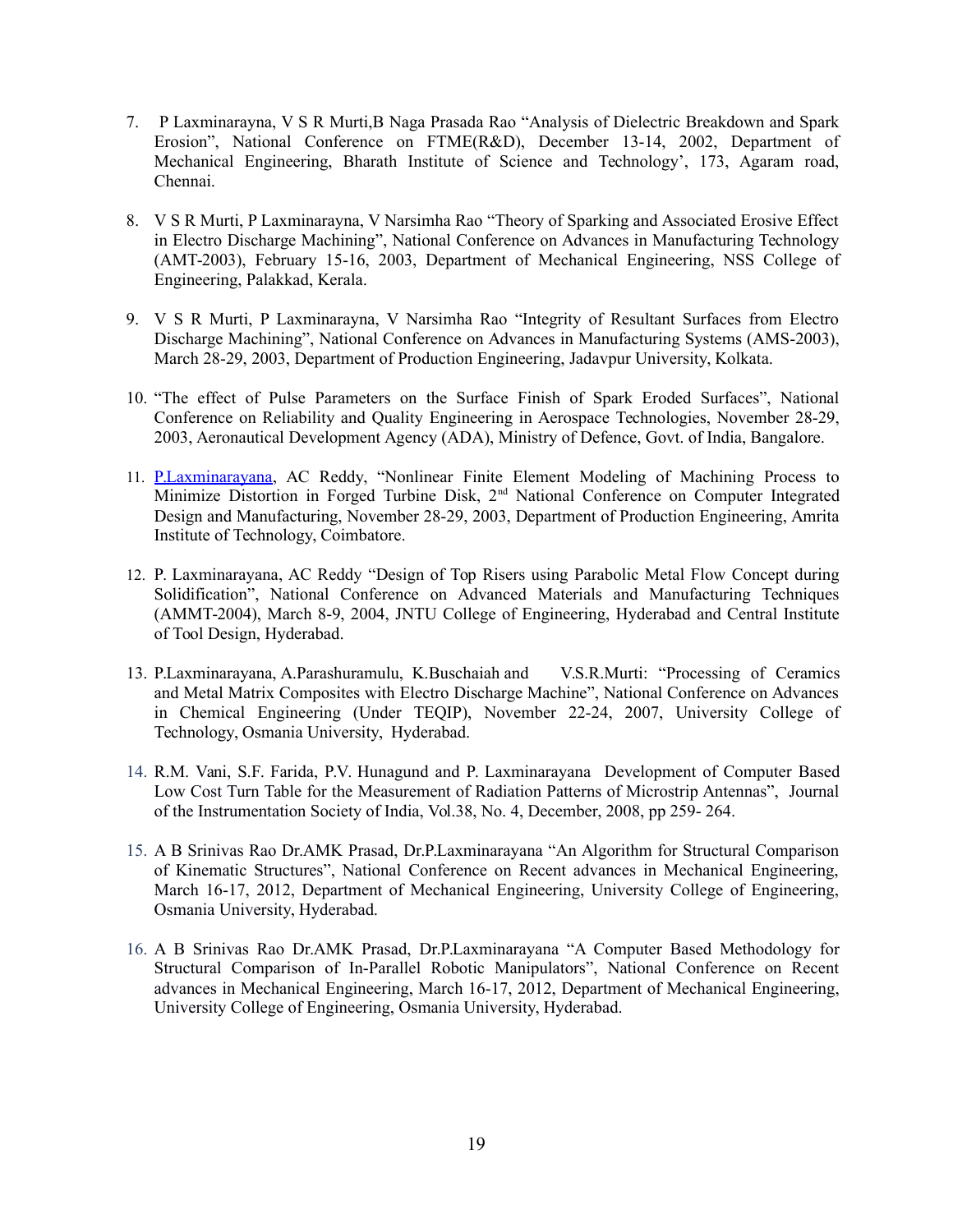7. P Laxminarayna, V S R Murti,B Naga Prasada Rao "Analysis of Dielectric Breakdown and Spark Erosion", National Conference on FTME(R&D), December 13-14, 2002, Department of Mechanical Engineering, Bharath Institute of Science and Technology', 173, Agaram road, Chennai.

8. V S R Murti, P Laxminarayna, V Narsimha Rao "Theory of Sparking and Associated Erosive Effect in Electro Discharge Machining", National Conference on Advances in Manufacturing Technology (AMT-2003), February 15-16, 2003, Department of Mechanical Engineering, NSS College of Engineering, Palakkad, Kerala.

9. V S R Murti, P Laxminarayna, V Narsimha Rao "Integrity of Resultant Surfaces from Electro Discharge Machining", National Conference on Advances in Manufacturing Systems (AMS-2003), March 28-29, 2003, Department of Production Engineering, Jadavpur University, Kolkata.

10. "The effect of Pulse Parameters on the Surface Finish of Spark Eroded Surfaces", National Conference on Reliability and Quality Engineering in Aerospace Technologies, November 28-29, 2003, Aeronautical Development Agency (ADA), Ministry of Defence, Govt. of India, Bangalore.

11. P.Laxminarayana, AC Reddy, "Nonlinear Finite Element Modeling of Machining Process to Minimize Distortion in Forged Turbine Disk, 2nd National Conference on Computer Integrated Design and Manufacturing, November 28-29, 2003, Department of Production Engineering, Amrita Institute of Technology, Coimbatore.

12. P. Laxminarayana, AC Reddy "Design of Top Risers using Parabolic Metal Flow Concept during Solidification", National Conference on Advanced Materials and Manufacturing Techniques (AMMT-2004), March 8-9, 2004, JNTU College of Engineering, Hyderabad and Central Institute of Tool Design, Hyderabad.

13. P.Laxminarayana, A.Parashuramulu, K.Buschaiah and V.S.R.Murti: "Processing of Ceramics and Metal Matrix Composites with Electro Discharge Machine", National Conference on Advances in Chemical Engineering (Under TEQIP), November 22-24, 2007, University College of Technology, Osmania University, Hyderabad.

14. R.M. Vani, S.F. Farida, P.V. Hunagund and P. Laxminarayana Development of Computer Based Low Cost Turn Table for the Measurement of Radiation Patterns of Microstrip Antennas", Journal of the Instrumentation Society of India, Vol.38, No. 4, December, 2008, pp 259- 264.

15. A B Srinivas Rao Dr.AMK Prasad, Dr.P.Laxminarayana "An Algorithm for Structural Comparison of Kinematic Structures", National Conference on Recent advances in Mechanical Engineering, March 16-17, 2012, Department of Mechanical Engineering, University College of Engineering, Osmania University, Hyderabad.

16. A B Srinivas Rao Dr.AMK Prasad, Dr.P.Laxminarayana "A Computer Based Methodology for Structural Comparison of In-Parallel Robotic Manipulators", National Conference on Recent advances in Mechanical Engineering, March 16-17, 2012, Department of Mechanical Engineering, University College of Engineering, Osmania University, Hyderabad.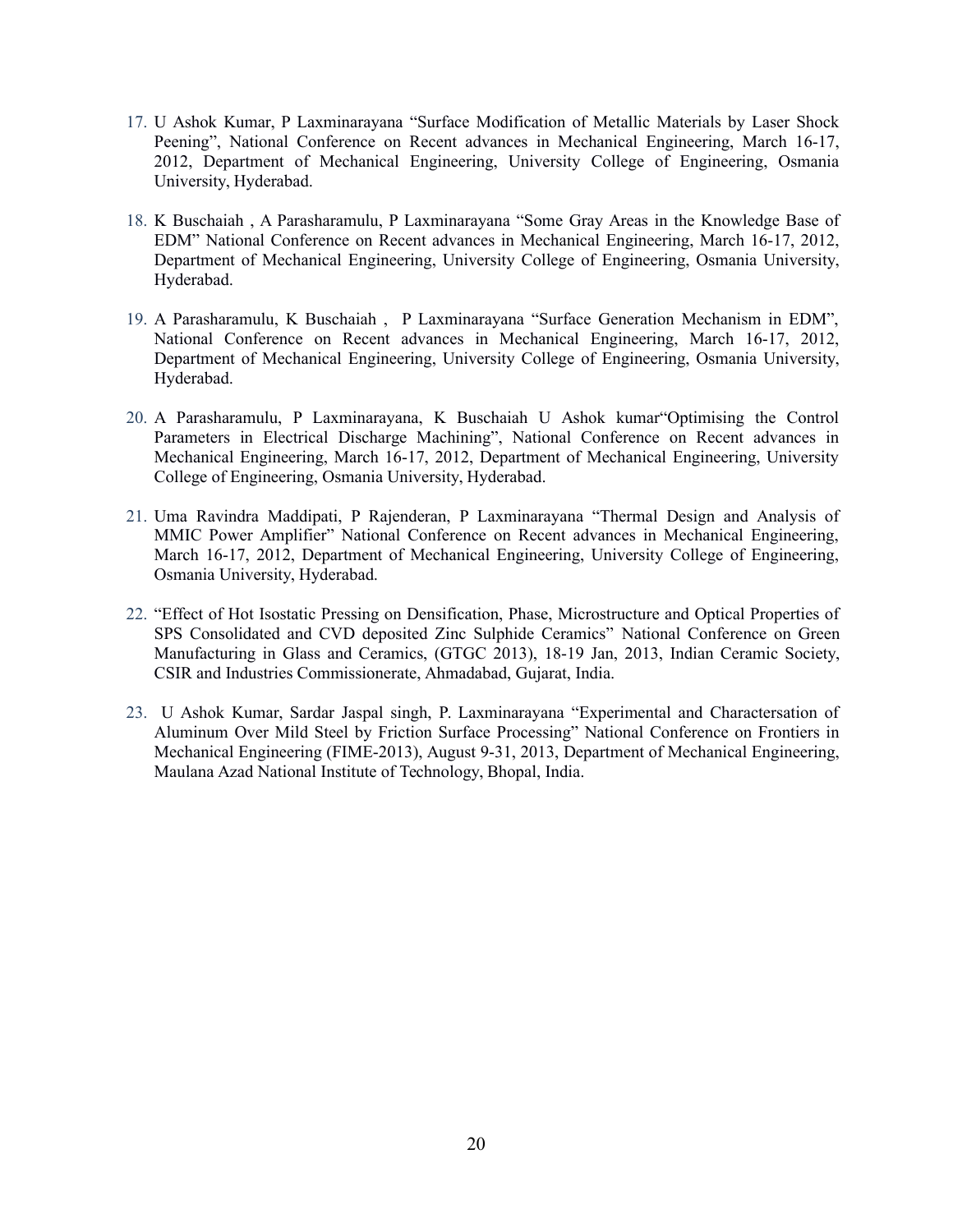17. U Ashok Kumar, P Laxminarayana "Surface Modification of Metallic Materials by Laser Shock Peening", National Conference on Recent advances in Mechanical Engineering, March 16-17, 2012, Department of Mechanical Engineering, University College of Engineering, Osmania University, Hyderabad.

18. K Buschaiah , A Parasharamulu, P Laxminarayana "Some Gray Areas in the Knowledge Base of EDM" National Conference on Recent advances in Mechanical Engineering, March 16-17, 2012, Department of Mechanical Engineering, University College of Engineering, Osmania University, Hyderabad.

19. A Parasharamulu, K Buschaiah , P Laxminarayana "Surface Generation Mechanism in EDM", National Conference on Recent advances in Mechanical Engineering, March 16-17, 2012, Department of Mechanical Engineering, University College of Engineering, Osmania University, Hyderabad.

20. A Parasharamulu, P Laxminarayana, K Buschaiah U Ashok kumar"Optimising the Control Parameters in Electrical Discharge Machining", National Conference on Recent advances in Mechanical Engineering, March 16-17, 2012, Department of Mechanical Engineering, University College of Engineering, Osmania University, Hyderabad.

21. Uma Ravindra Maddipati, P Rajenderan, P Laxminarayana "Thermal Design and Analysis of MMIC Power Amplifier" National Conference on Recent advances in Mechanical Engineering, March 16-17, 2012, Department of Mechanical Engineering, University College of Engineering, Osmania University, Hyderabad.

22. "Effect of Hot Isostatic Pressing on Densification, Phase, Microstructure and Optical Properties of SPS Consolidated and CVD deposited Zinc Sulphide Ceramics" National Conference on Green Manufacturing in Glass and Ceramics, (GTGC 2013), 18-19 Jan, 2013, Indian Ceramic Society, CSIR and Industries Commissionerate, Ahmadabad, Gujarat, India.

23. U Ashok Kumar, Sardar Jaspal singh, P. Laxminarayana "Experimental and Charactersation of Aluminum Over Mild Steel by Friction Surface Processing" National Conference on Frontiers in Mechanical Engineering (FIME-2013), August 9-31, 2013, Department of Mechanical Engineering, Maulana Azad National Institute of Technology, Bhopal, India.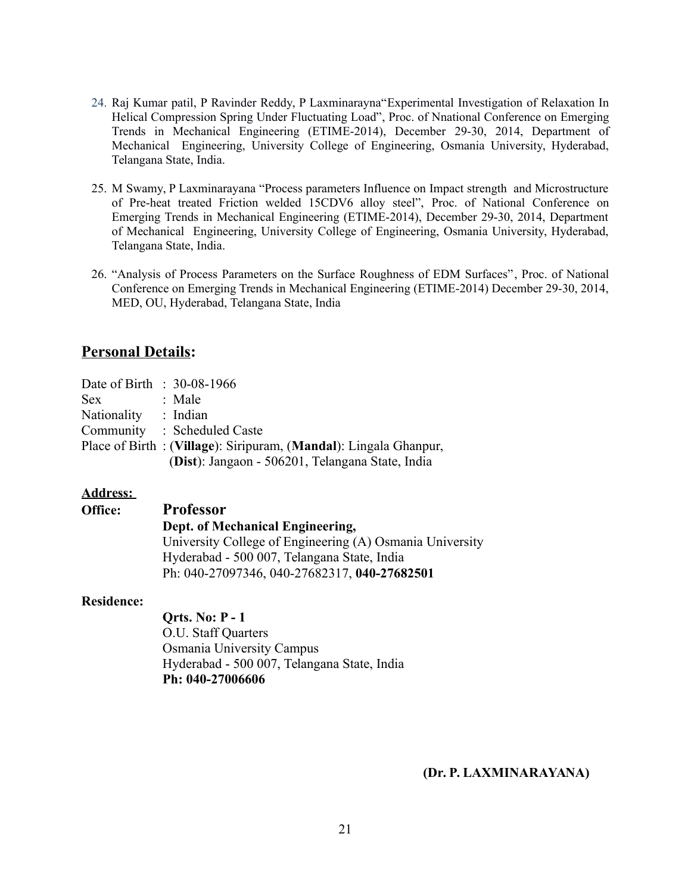24. Raj Kumar patil, P Ravinder Reddy, P Laxminarayna"Experimental Investigation of Relaxation In Helical Compression Spring Under Fluctuating Load", Proc. of Nnational Conference on Emerging Trends in Mechanical Engineering (ETIME-2014), December 29-30, 2014, Department of Mechanical Engineering, University College of Engineering, Osmania University, Hyderabad, Telangana State, India.

25. M Swamy, P Laxminarayana "Process parameters Influence on Impact strength and Microstructure of Pre-heat treated Friction welded 15CDV6 alloy steel", Proc. of National Conference on Emerging Trends in Mechanical Engineering (ETIME-2014), December 29-30, 2014, Department of Mechanical Engineering, University College of Engineering, Osmania University, Hyderabad, Telangana State, India.

26. "Analysis of Process Parameters on the Surface Roughness of EDM Surfaces", Proc. of National Conference on Emerging Trends in Mechanical Engineering (ETIME-2014) December 29-30, 2014, MED, OU, Hyderabad, Telangana State, India

## Personal Details:

Date of Birth : 30-08-1966
Sex : Male
Nationality : Indian
Community : Scheduled Caste
Place of Birth : (**Village**): Siripuram, (**Mandal**): Lingala Ghanpur, (**Dist**): Jangaon - 506201, Telangana State, India

**Address:**

**Office:** **Professor**
**Dept. of Mechanical Engineering,**
University College of Engineering (A) Osmania University
Hyderabad - 500 007, Telangana State, India
Ph: 040-27097346, 040-27682317, **040-27682501**

**Residence:**
**Qrts. No: P - 1**
O.U. Staff Quarters
Osmania University Campus
Hyderabad - 500 007, Telangana State, India
**Ph: 040-27006606**

**(Dr. P. LAXMINARAYANA)**